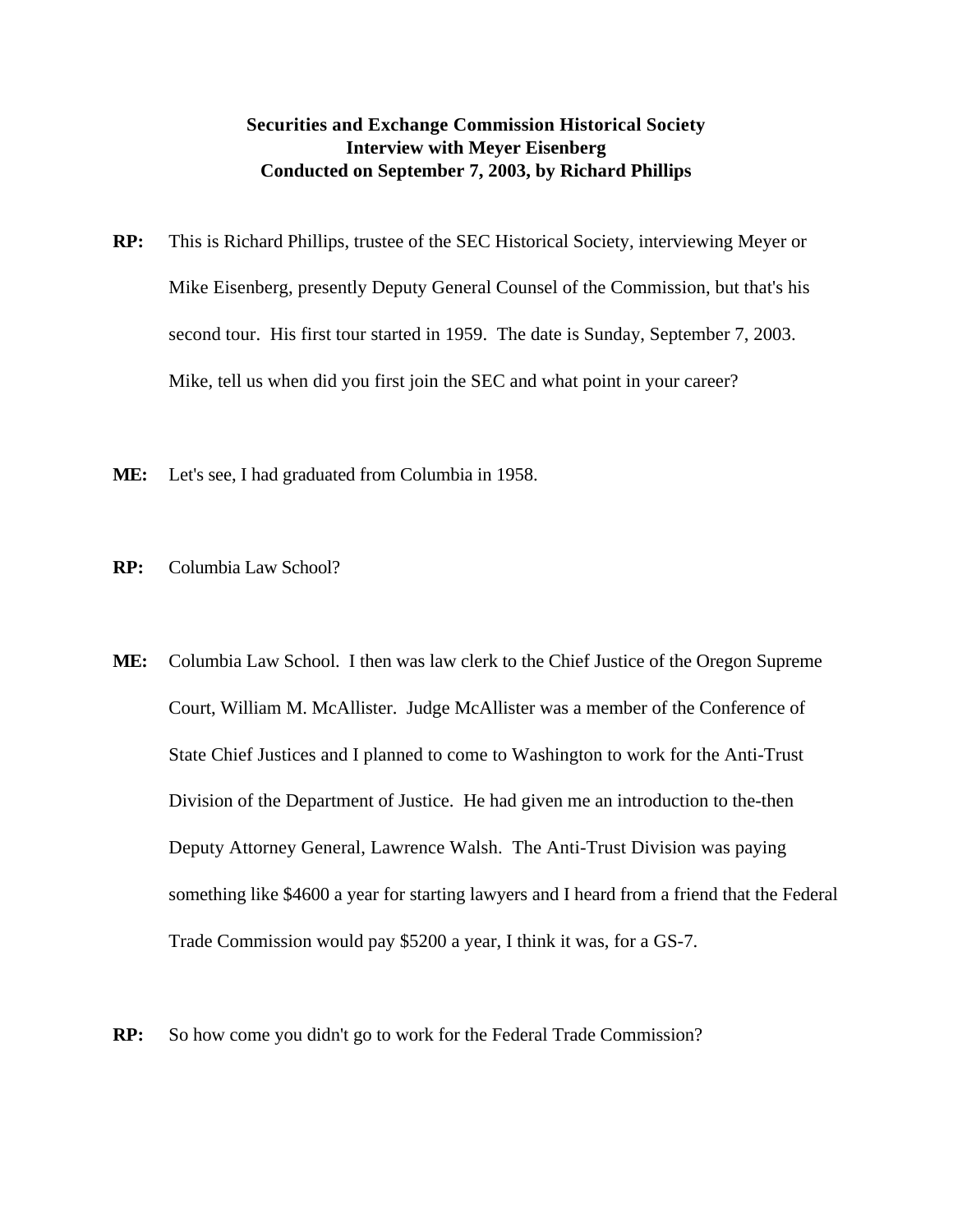**Securities and Exchange Commission Historical Society**
**Interview with Meyer Eisenberg**
**Conducted on September 7, 2003, by Richard Phillips**

**RP:** This is Richard Phillips, trustee of the SEC Historical Society, interviewing Meyer or Mike Eisenberg, presently Deputy General Counsel of the Commission, but that's his second tour. His first tour started in 1959. The date is Sunday, September 7, 2003. Mike, tell us when did you first join the SEC and what point in your career?

**ME:** Let's see, I had graduated from Columbia in 1958.

**RP:** Columbia Law School?

**ME:** Columbia Law School. I then was law clerk to the Chief Justice of the Oregon Supreme Court, William M. McAllister. Judge McAllister was a member of the Conference of State Chief Justices and I planned to come to Washington to work for the Anti-Trust Division of the Department of Justice. He had given me an introduction to the-then Deputy Attorney General, Lawrence Walsh. The Anti-Trust Division was paying something like $4600 a year for starting lawyers and I heard from a friend that the Federal Trade Commission would pay $5200 a year, I think it was, for a GS-7.

**RP:** So how come you didn't go to work for the Federal Trade Commission?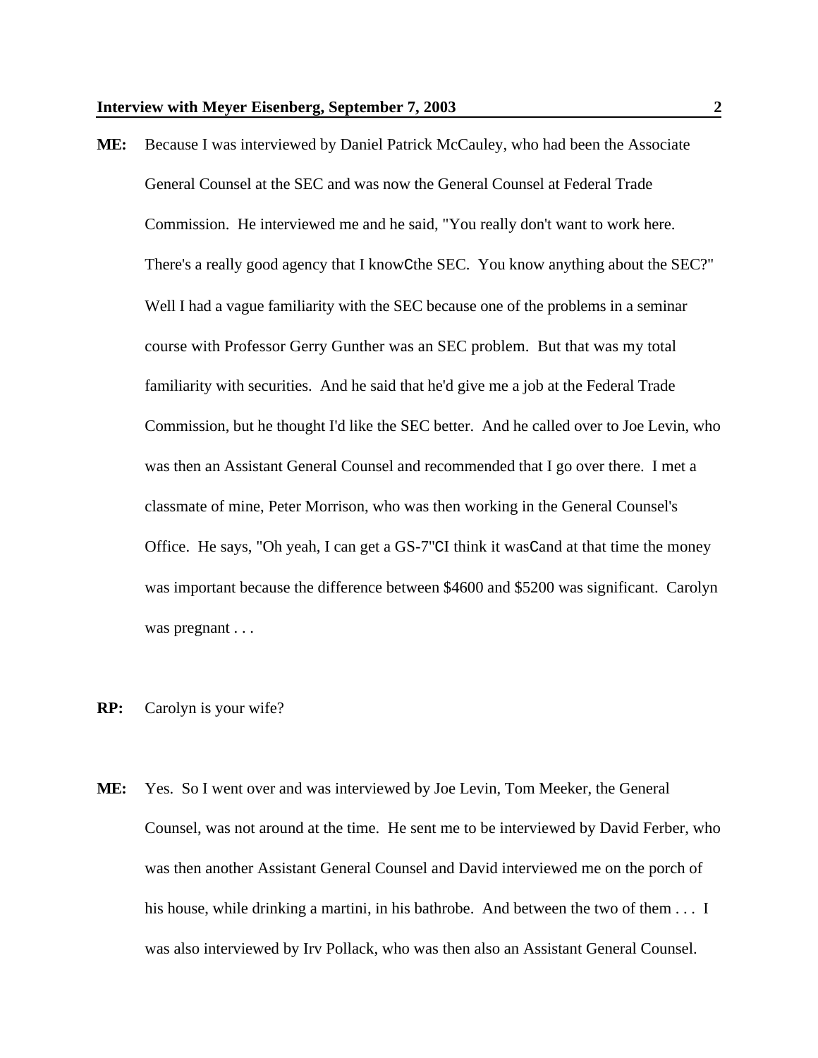**ME:** Because I was interviewed by Daniel Patrick McCauley, who had been the Associate General Counsel at the SEC and was now the General Counsel at Federal Trade Commission. He interviewed me and he said, "You really don't want to work here. There's a really good agency that I knowCthe SEC. You know anything about the SEC?" Well I had a vague familiarity with the SEC because one of the problems in a seminar course with Professor Gerry Gunther was an SEC problem. But that was my total familiarity with securities. And he said that he'd give me a job at the Federal Trade Commission, but he thought I'd like the SEC better. And he called over to Joe Levin, who was then an Assistant General Counsel and recommended that I go over there. I met a classmate of mine, Peter Morrison, who was then working in the General Counsel's Office. He says, "Oh yeah, I can get a GS-7"CI think it wasCand at that time the money was important because the difference between $4600 and $5200 was significant. Carolyn was pregnant . . .

**RP:** Carolyn is your wife?

**ME:** Yes. So I went over and was interviewed by Joe Levin, Tom Meeker, the General Counsel, was not around at the time. He sent me to be interviewed by David Ferber, who was then another Assistant General Counsel and David interviewed me on the porch of his house, while drinking a martini, in his bathrobe. And between the two of them . . . I was also interviewed by Irv Pollack, who was then also an Assistant General Counsel.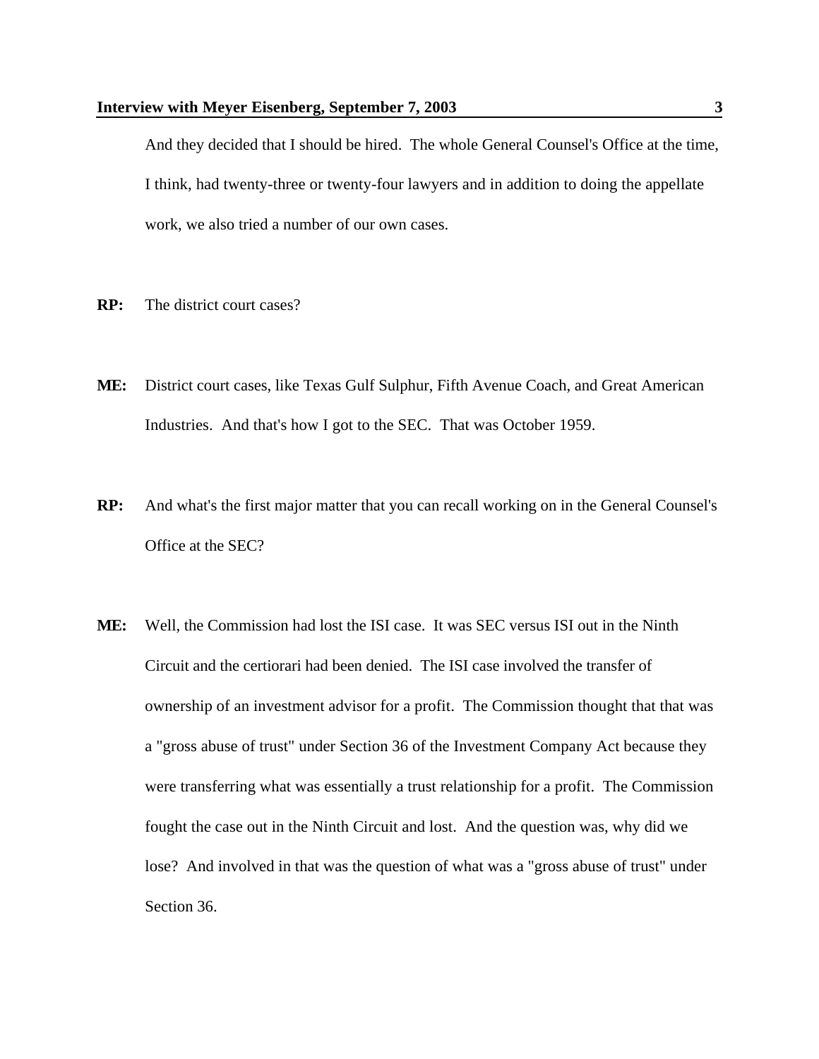And they decided that I should be hired. The whole General Counsel's Office at the time, I think, had twenty-three or twenty-four lawyers and in addition to doing the appellate work, we also tried a number of our own cases.

**RP:** The district court cases?

**ME:** District court cases, like Texas Gulf Sulphur, Fifth Avenue Coach, and Great American Industries. And that's how I got to the SEC. That was October 1959.

**RP:** And what's the first major matter that you can recall working on in the General Counsel's Office at the SEC?

**ME:** Well, the Commission had lost the ISI case. It was SEC versus ISI out in the Ninth Circuit and the certiorari had been denied. The ISI case involved the transfer of ownership of an investment advisor for a profit. The Commission thought that that was a "gross abuse of trust" under Section 36 of the Investment Company Act because they were transferring what was essentially a trust relationship for a profit. The Commission fought the case out in the Ninth Circuit and lost. And the question was, why did we lose? And involved in that was the question of what was a "gross abuse of trust" under Section 36.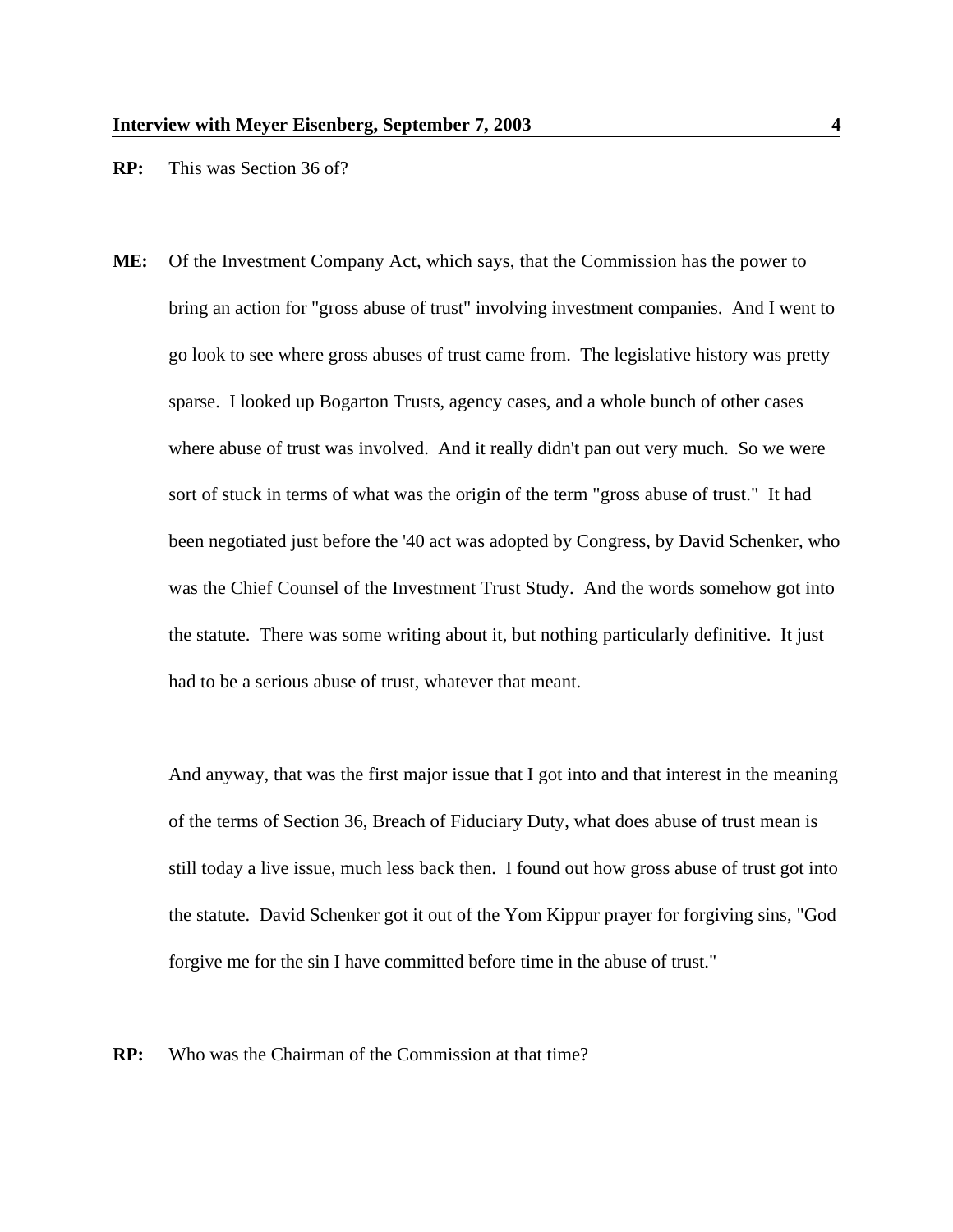**RP:** This was Section 36 of?

**ME:** Of the Investment Company Act, which says, that the Commission has the power to bring an action for "gross abuse of trust" involving investment companies. And I went to go look to see where gross abuses of trust came from. The legislative history was pretty sparse. I looked up Bogarton Trusts, agency cases, and a whole bunch of other cases where abuse of trust was involved. And it really didn't pan out very much. So we were sort of stuck in terms of what was the origin of the term "gross abuse of trust." It had been negotiated just before the '40 act was adopted by Congress, by David Schenker, who was the Chief Counsel of the Investment Trust Study. And the words somehow got into the statute. There was some writing about it, but nothing particularly definitive. It just had to be a serious abuse of trust, whatever that meant.

And anyway, that was the first major issue that I got into and that interest in the meaning of the terms of Section 36, Breach of Fiduciary Duty, what does abuse of trust mean is still today a live issue, much less back then. I found out how gross abuse of trust got into the statute. David Schenker got it out of the Yom Kippur prayer for forgiving sins, "God forgive me for the sin I have committed before time in the abuse of trust."

**RP:** Who was the Chairman of the Commission at that time?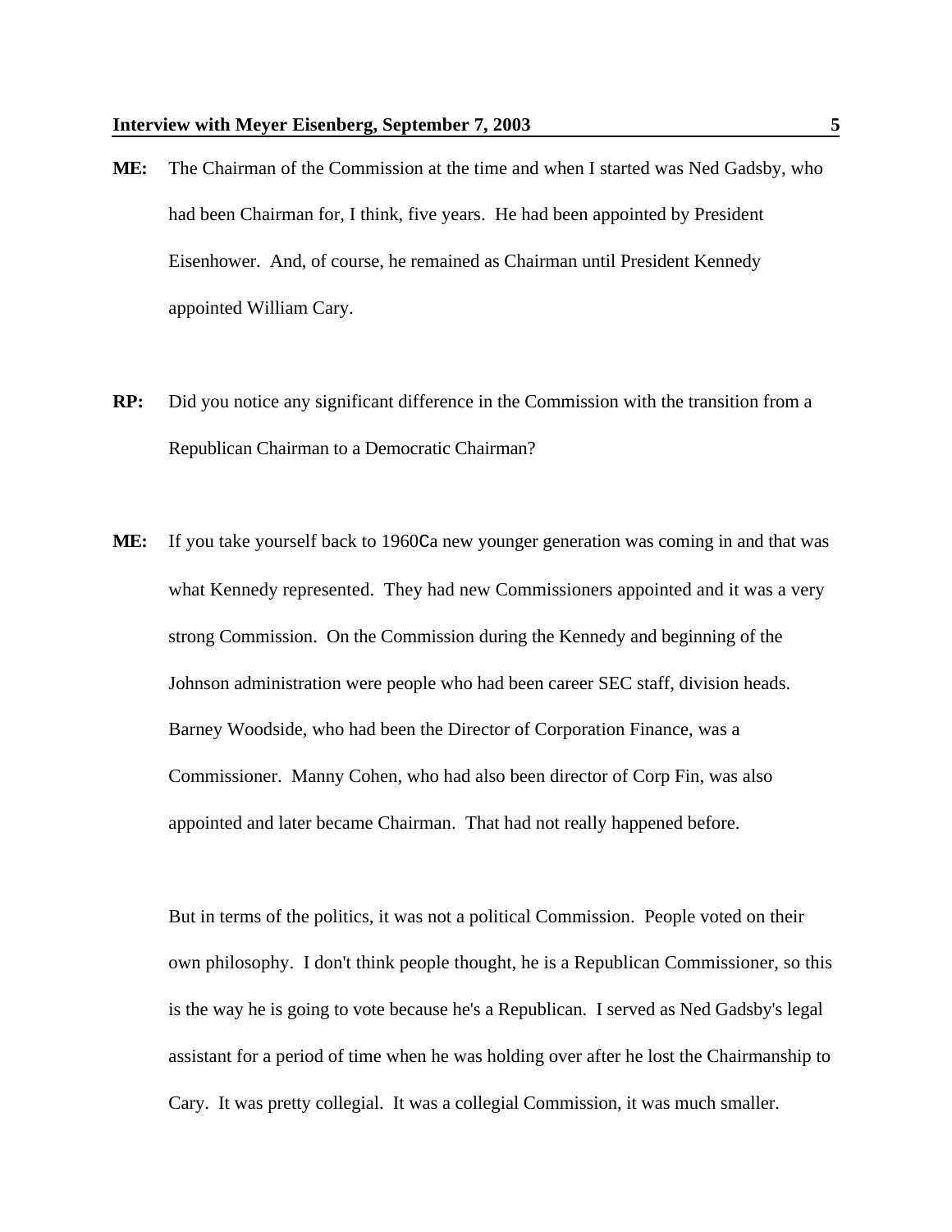**ME:** The Chairman of the Commission at the time and when I started was Ned Gadsby, who had been Chairman for, I think, five years. He had been appointed by President Eisenhower. And, of course, he remained as Chairman until President Kennedy appointed William Cary.

**RP:** Did you notice any significant difference in the Commission with the transition from a Republican Chairman to a Democratic Chairman?

**ME:** If you take yourself back to 1960Ca new younger generation was coming in and that was what Kennedy represented. They had new Commissioners appointed and it was a very strong Commission. On the Commission during the Kennedy and beginning of the Johnson administration were people who had been career SEC staff, division heads. Barney Woodside, who had been the Director of Corporation Finance, was a Commissioner. Manny Cohen, who had also been director of Corp Fin, was also appointed and later became Chairman. That had not really happened before.

But in terms of the politics, it was not a political Commission. People voted on their own philosophy. I don't think people thought, he is a Republican Commissioner, so this is the way he is going to vote because he's a Republican. I served as Ned Gadsby's legal assistant for a period of time when he was holding over after he lost the Chairmanship to Cary. It was pretty collegial. It was a collegial Commission, it was much smaller.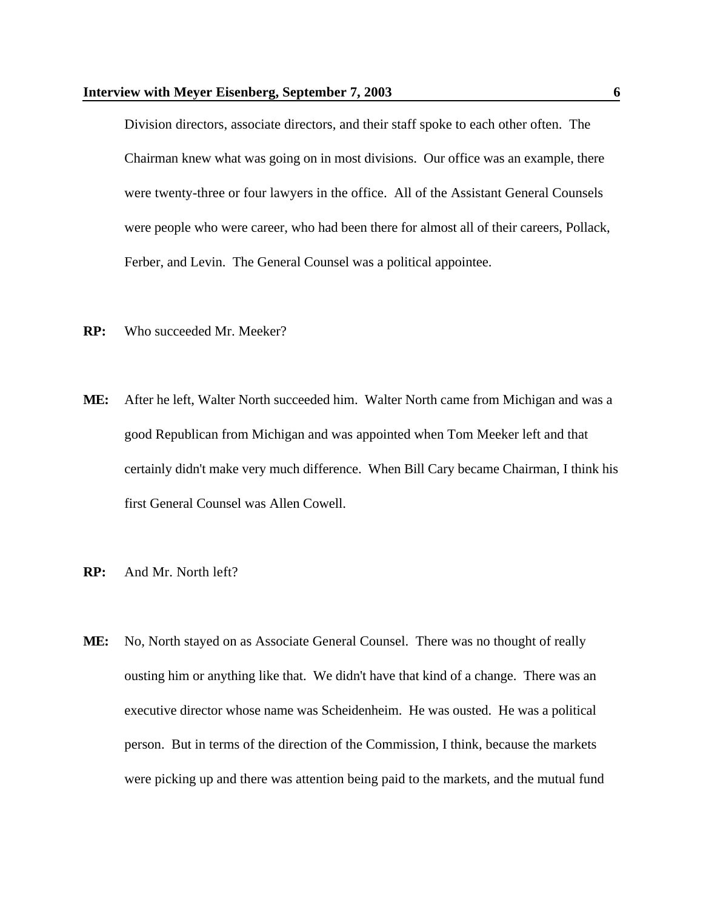Division directors, associate directors, and their staff spoke to each other often. The Chairman knew what was going on in most divisions. Our office was an example, there were twenty-three or four lawyers in the office. All of the Assistant General Counsels were people who were career, who had been there for almost all of their careers, Pollack, Ferber, and Levin. The General Counsel was a political appointee.

**RP:** Who succeeded Mr. Meeker?

**ME:** After he left, Walter North succeeded him. Walter North came from Michigan and was a good Republican from Michigan and was appointed when Tom Meeker left and that certainly didn't make very much difference. When Bill Cary became Chairman, I think his first General Counsel was Allen Cowell.

**RP:** And Mr. North left?

**ME:** No, North stayed on as Associate General Counsel. There was no thought of really ousting him or anything like that. We didn't have that kind of a change. There was an executive director whose name was Scheidenheim. He was ousted. He was a political person. But in terms of the direction of the Commission, I think, because the markets were picking up and there was attention being paid to the markets, and the mutual fund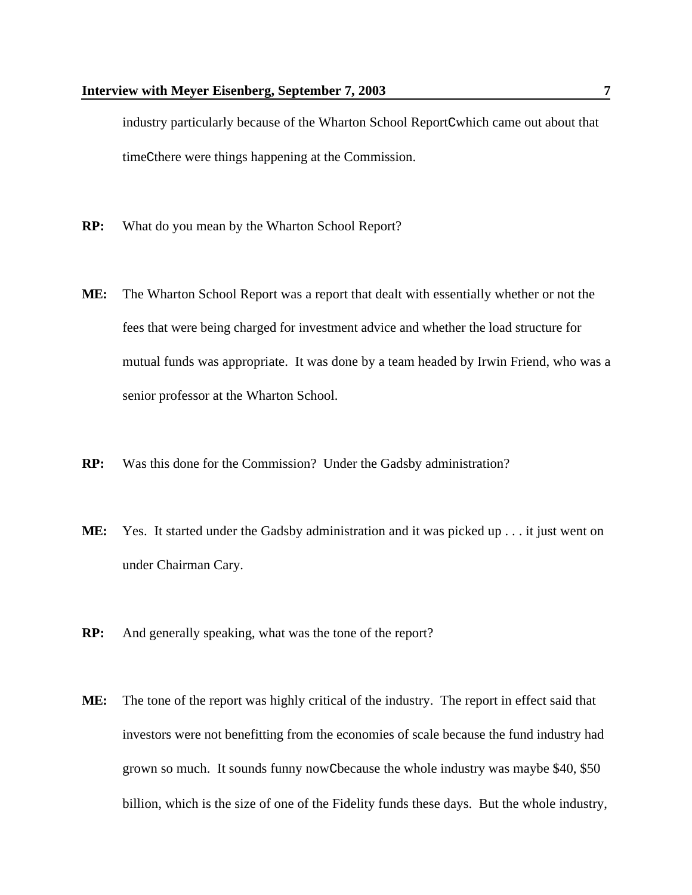industry particularly because of the Wharton School ReportCwhich came out about that timeCthere were things happening at the Commission.

**RP:** What do you mean by the Wharton School Report?

**ME:** The Wharton School Report was a report that dealt with essentially whether or not the fees that were being charged for investment advice and whether the load structure for mutual funds was appropriate. It was done by a team headed by Irwin Friend, who was a senior professor at the Wharton School.

**RP:** Was this done for the Commission? Under the Gadsby administration?

**ME:** Yes. It started under the Gadsby administration and it was picked up . . . it just went on under Chairman Cary.

**RP:** And generally speaking, what was the tone of the report?

**ME:** The tone of the report was highly critical of the industry. The report in effect said that investors were not benefitting from the economies of scale because the fund industry had grown so much. It sounds funny nowCbecause the whole industry was maybe $40, $50 billion, which is the size of one of the Fidelity funds these days. But the whole industry,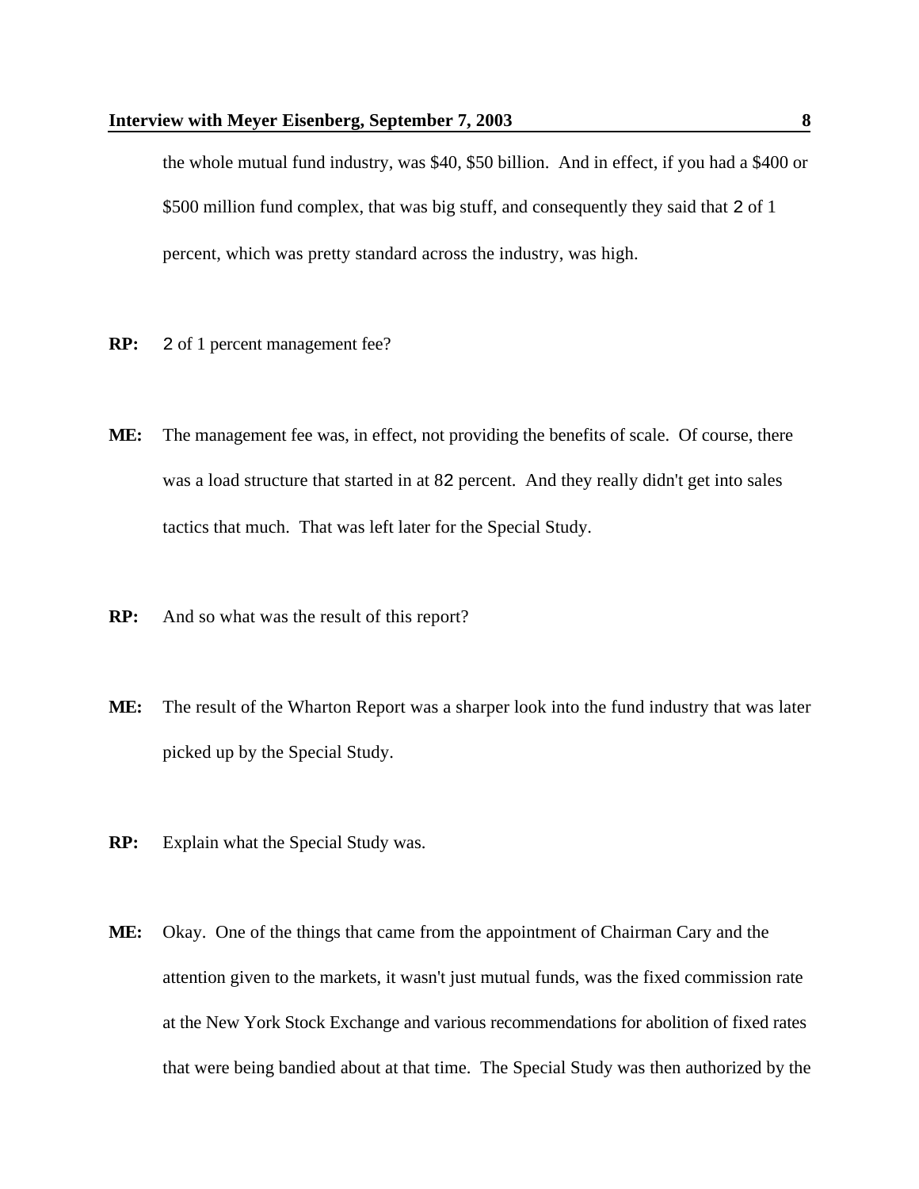the whole mutual fund industry, was $40, $50 billion. And in effect, if you had a $400 or $500 million fund complex, that was big stuff, and consequently they said that 2 of 1 percent, which was pretty standard across the industry, was high.

**RP:** 2 of 1 percent management fee?

**ME:** The management fee was, in effect, not providing the benefits of scale. Of course, there was a load structure that started in at 82 percent. And they really didn't get into sales tactics that much. That was left later for the Special Study.

**RP:** And so what was the result of this report?

**ME:** The result of the Wharton Report was a sharper look into the fund industry that was later picked up by the Special Study.

**RP:** Explain what the Special Study was.

**ME:** Okay. One of the things that came from the appointment of Chairman Cary and the attention given to the markets, it wasn't just mutual funds, was the fixed commission rate at the New York Stock Exchange and various recommendations for abolition of fixed rates that were being bandied about at that time. The Special Study was then authorized by the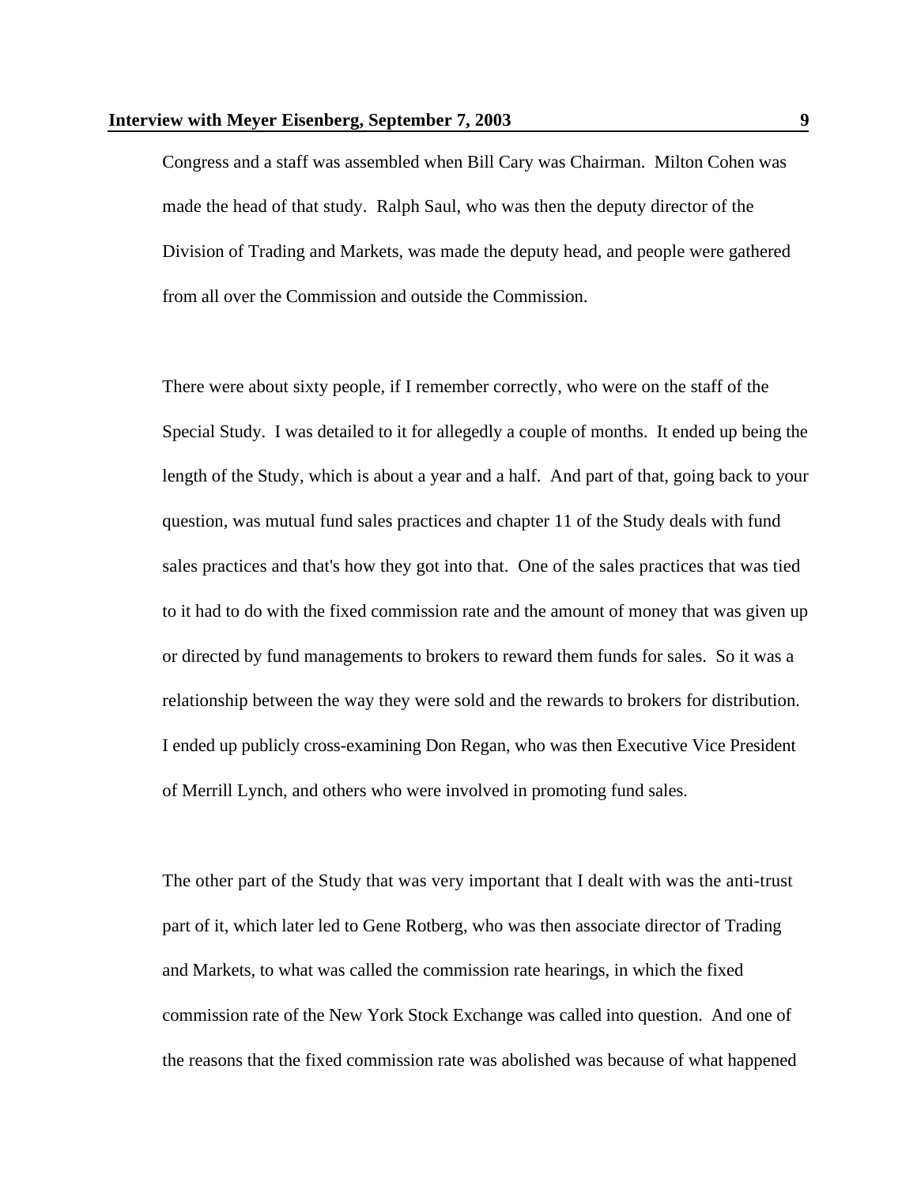Congress and a staff was assembled when Bill Cary was Chairman. Milton Cohen was made the head of that study. Ralph Saul, who was then the deputy director of the Division of Trading and Markets, was made the deputy head, and people were gathered from all over the Commission and outside the Commission.

There were about sixty people, if I remember correctly, who were on the staff of the Special Study. I was detailed to it for allegedly a couple of months. It ended up being the length of the Study, which is about a year and a half. And part of that, going back to your question, was mutual fund sales practices and chapter 11 of the Study deals with fund sales practices and that's how they got into that. One of the sales practices that was tied to it had to do with the fixed commission rate and the amount of money that was given up or directed by fund managements to brokers to reward them funds for sales. So it was a relationship between the way they were sold and the rewards to brokers for distribution. I ended up publicly cross-examining Don Regan, who was then Executive Vice President of Merrill Lynch, and others who were involved in promoting fund sales.

The other part of the Study that was very important that I dealt with was the anti-trust part of it, which later led to Gene Rotberg, who was then associate director of Trading and Markets, to what was called the commission rate hearings, in which the fixed commission rate of the New York Stock Exchange was called into question. And one of the reasons that the fixed commission rate was abolished was because of what happened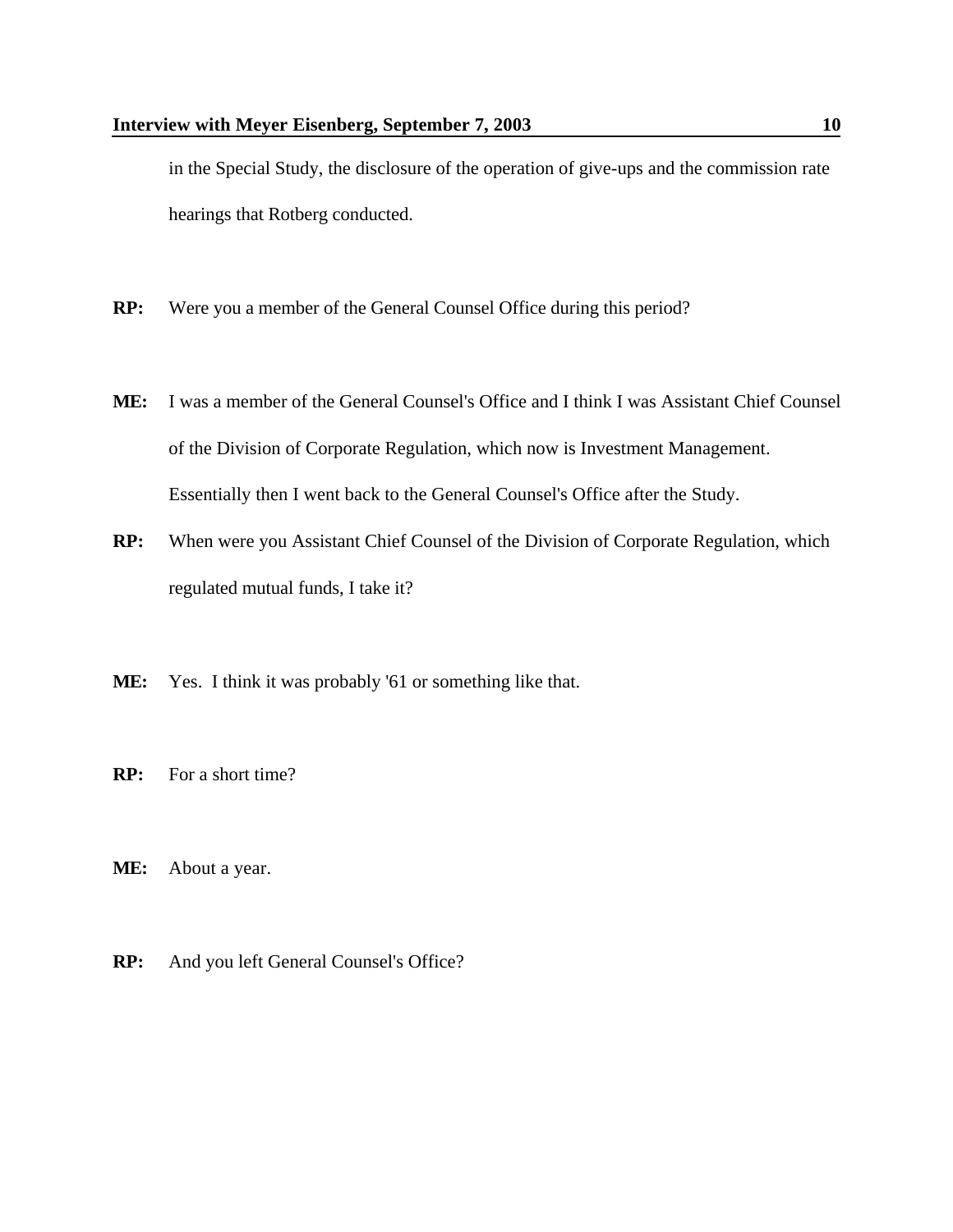in the Special Study, the disclosure of the operation of give-ups and the commission rate hearings that Rotberg conducted.

**RP:** Were you a member of the General Counsel Office during this period?

**ME:** I was a member of the General Counsel's Office and I think I was Assistant Chief Counsel of the Division of Corporate Regulation, which now is Investment Management. Essentially then I went back to the General Counsel's Office after the Study.

**RP:** When were you Assistant Chief Counsel of the Division of Corporate Regulation, which regulated mutual funds, I take it?

**ME:** Yes. I think it was probably '61 or something like that.

**RP:** For a short time?

**ME:** About a year.

**RP:** And you left General Counsel's Office?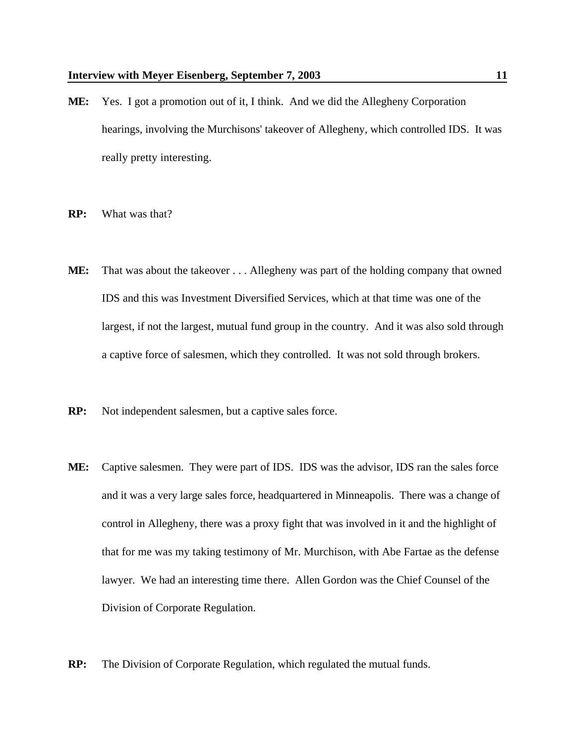**ME:** Yes. I got a promotion out of it, I think. And we did the Allegheny Corporation hearings, involving the Murchisons' takeover of Allegheny, which controlled IDS. It was really pretty interesting.

**RP:** What was that?

**ME:** That was about the takeover . . . Allegheny was part of the holding company that owned IDS and this was Investment Diversified Services, which at that time was one of the largest, if not the largest, mutual fund group in the country. And it was also sold through a captive force of salesmen, which they controlled. It was not sold through brokers.

**RP:** Not independent salesmen, but a captive sales force.

**ME:** Captive salesmen. They were part of IDS. IDS was the advisor, IDS ran the sales force and it was a very large sales force, headquartered in Minneapolis. There was a change of control in Allegheny, there was a proxy fight that was involved in it and the highlight of that for me was my taking testimony of Mr. Murchison, with Abe Fartae as the defense lawyer. We had an interesting time there. Allen Gordon was the Chief Counsel of the Division of Corporate Regulation.

**RP:** The Division of Corporate Regulation, which regulated the mutual funds.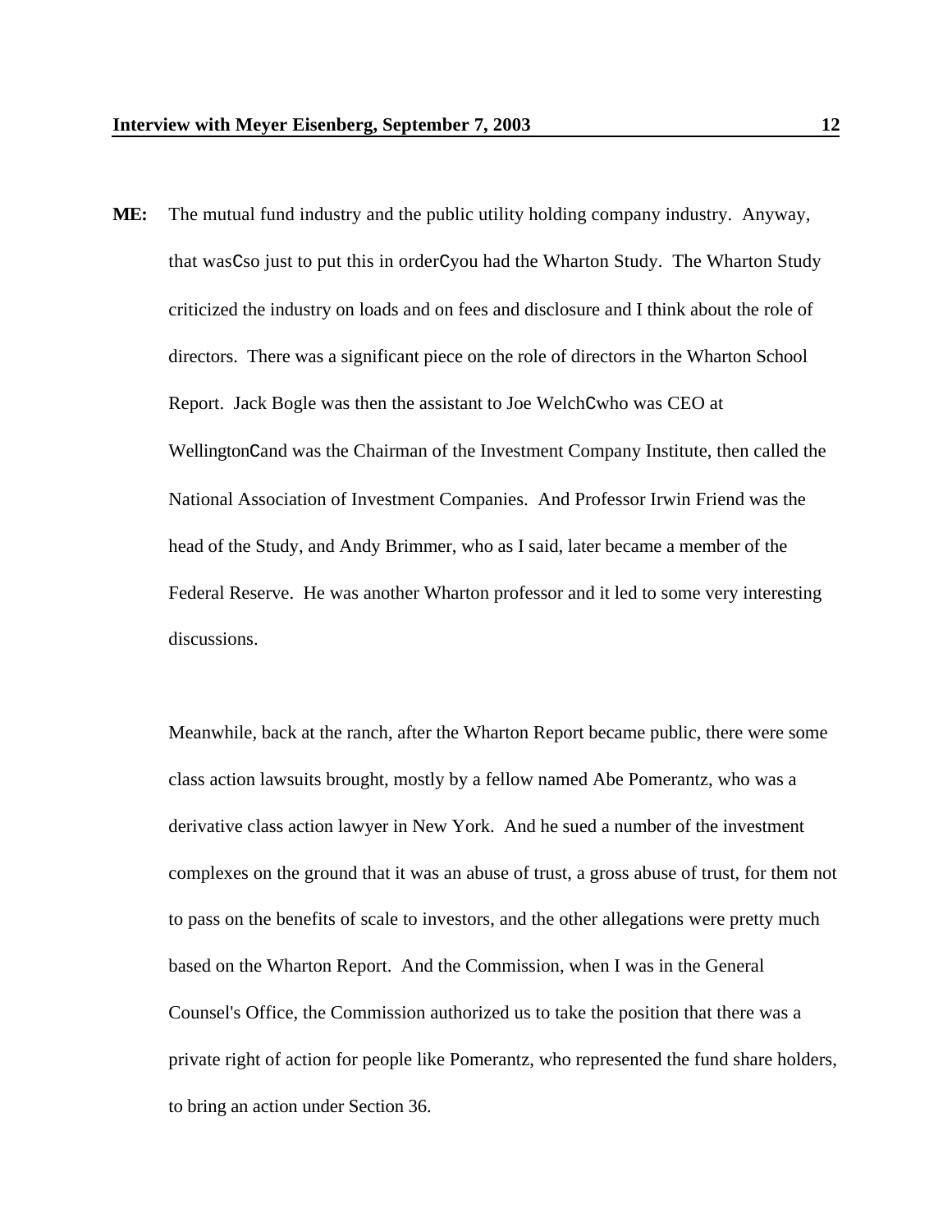**ME:** The mutual fund industry and the public utility holding company industry. Anyway, that wasCso just to put this in orderCyou had the Wharton Study. The Wharton Study criticized the industry on loads and on fees and disclosure and I think about the role of directors. There was a significant piece on the role of directors in the Wharton School Report. Jack Bogle was then the assistant to Joe WelchCwho was CEO at WellingtonCand was the Chairman of the Investment Company Institute, then called the National Association of Investment Companies. And Professor Irwin Friend was the head of the Study, and Andy Brimmer, who as I said, later became a member of the Federal Reserve. He was another Wharton professor and it led to some very interesting discussions.

Meanwhile, back at the ranch, after the Wharton Report became public, there were some class action lawsuits brought, mostly by a fellow named Abe Pomerantz, who was a derivative class action lawyer in New York. And he sued a number of the investment complexes on the ground that it was an abuse of trust, a gross abuse of trust, for them not to pass on the benefits of scale to investors, and the other allegations were pretty much based on the Wharton Report. And the Commission, when I was in the General Counsel's Office, the Commission authorized us to take the position that there was a private right of action for people like Pomerantz, who represented the fund share holders, to bring an action under Section 36.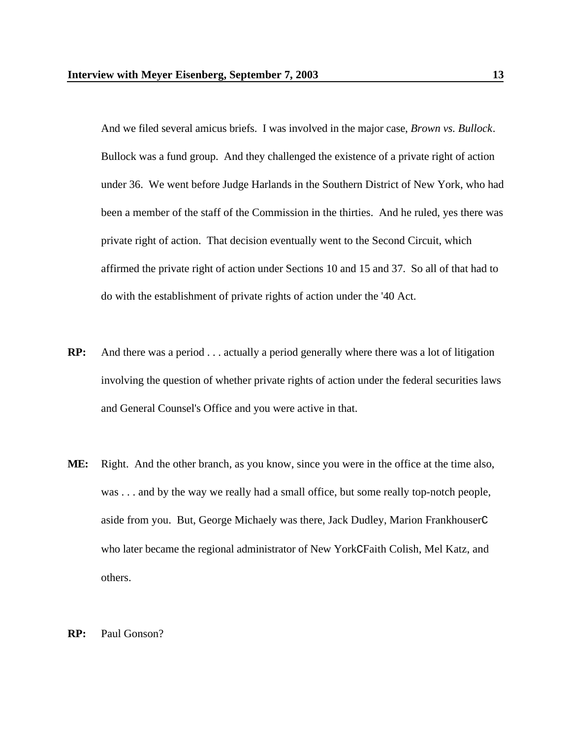And we filed several amicus briefs. I was involved in the major case, *Brown vs. Bullock*. Bullock was a fund group. And they challenged the existence of a private right of action under 36. We went before Judge Harlands in the Southern District of New York, who had been a member of the staff of the Commission in the thirties. And he ruled, yes there was private right of action. That decision eventually went to the Second Circuit, which affirmed the private right of action under Sections 10 and 15 and 37. So all of that had to do with the establishment of private rights of action under the '40 Act.

**RP:** And there was a period . . . actually a period generally where there was a lot of litigation involving the question of whether private rights of action under the federal securities laws and General Counsel's Office and you were active in that.

**ME:** Right. And the other branch, as you know, since you were in the office at the time also, was . . . and by the way we really had a small office, but some really top-notch people, aside from you. But, George Michaely was there, Jack Dudley, Marion FrankhouserC who later became the regional administrator of New YorkCFaith Colish, Mel Katz, and others.

**RP:** Paul Gonson?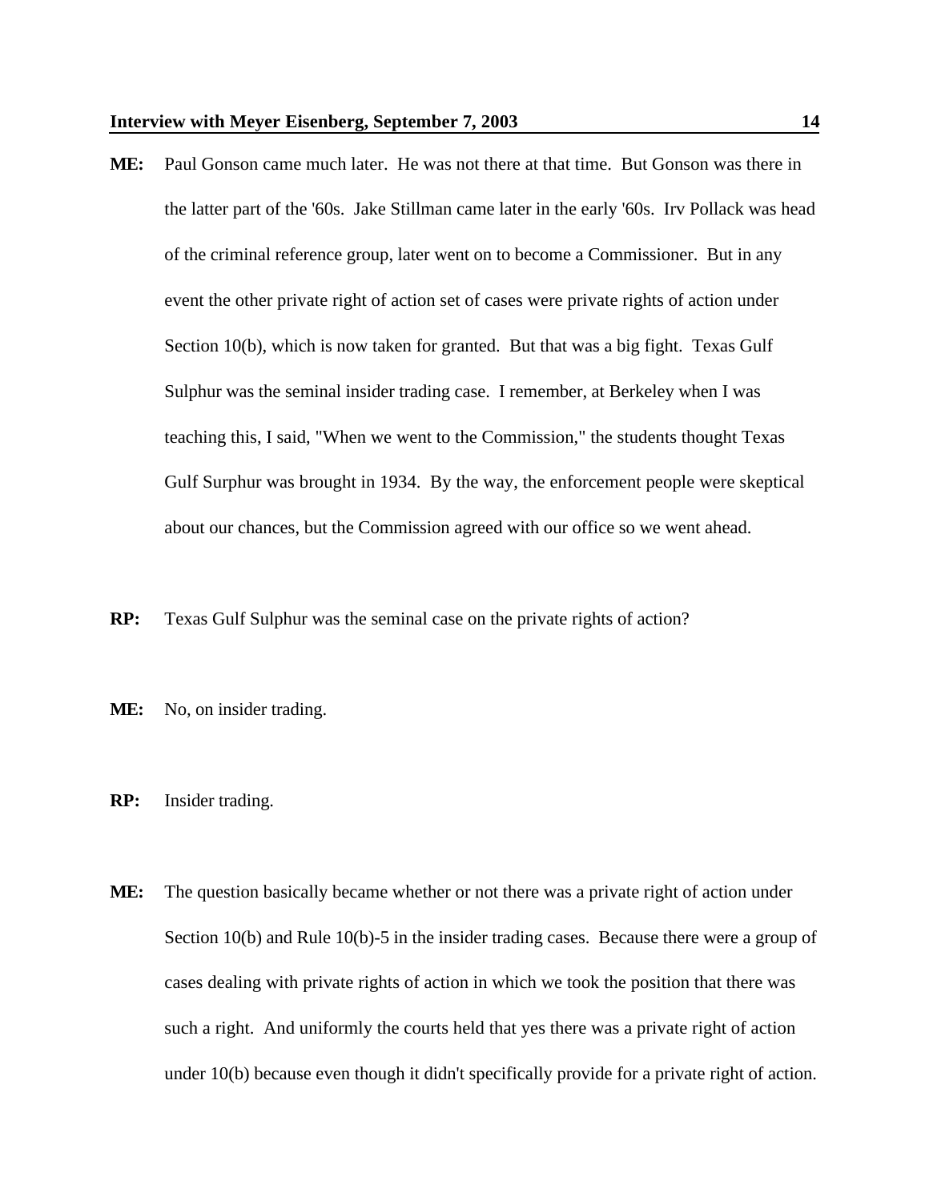**ME:** Paul Gonson came much later. He was not there at that time. But Gonson was there in the latter part of the '60s. Jake Stillman came later in the early '60s. Irv Pollack was head of the criminal reference group, later went on to become a Commissioner. But in any event the other private right of action set of cases were private rights of action under Section 10(b), which is now taken for granted. But that was a big fight. Texas Gulf Sulphur was the seminal insider trading case. I remember, at Berkeley when I was teaching this, I said, "When we went to the Commission," the students thought Texas Gulf Surphur was brought in 1934. By the way, the enforcement people were skeptical about our chances, but the Commission agreed with our office so we went ahead.

**RP:** Texas Gulf Sulphur was the seminal case on the private rights of action?

**ME:** No, on insider trading.

**RP:** Insider trading.

**ME:** The question basically became whether or not there was a private right of action under Section 10(b) and Rule 10(b)-5 in the insider trading cases. Because there were a group of cases dealing with private rights of action in which we took the position that there was such a right. And uniformly the courts held that yes there was a private right of action under 10(b) because even though it didn't specifically provide for a private right of action.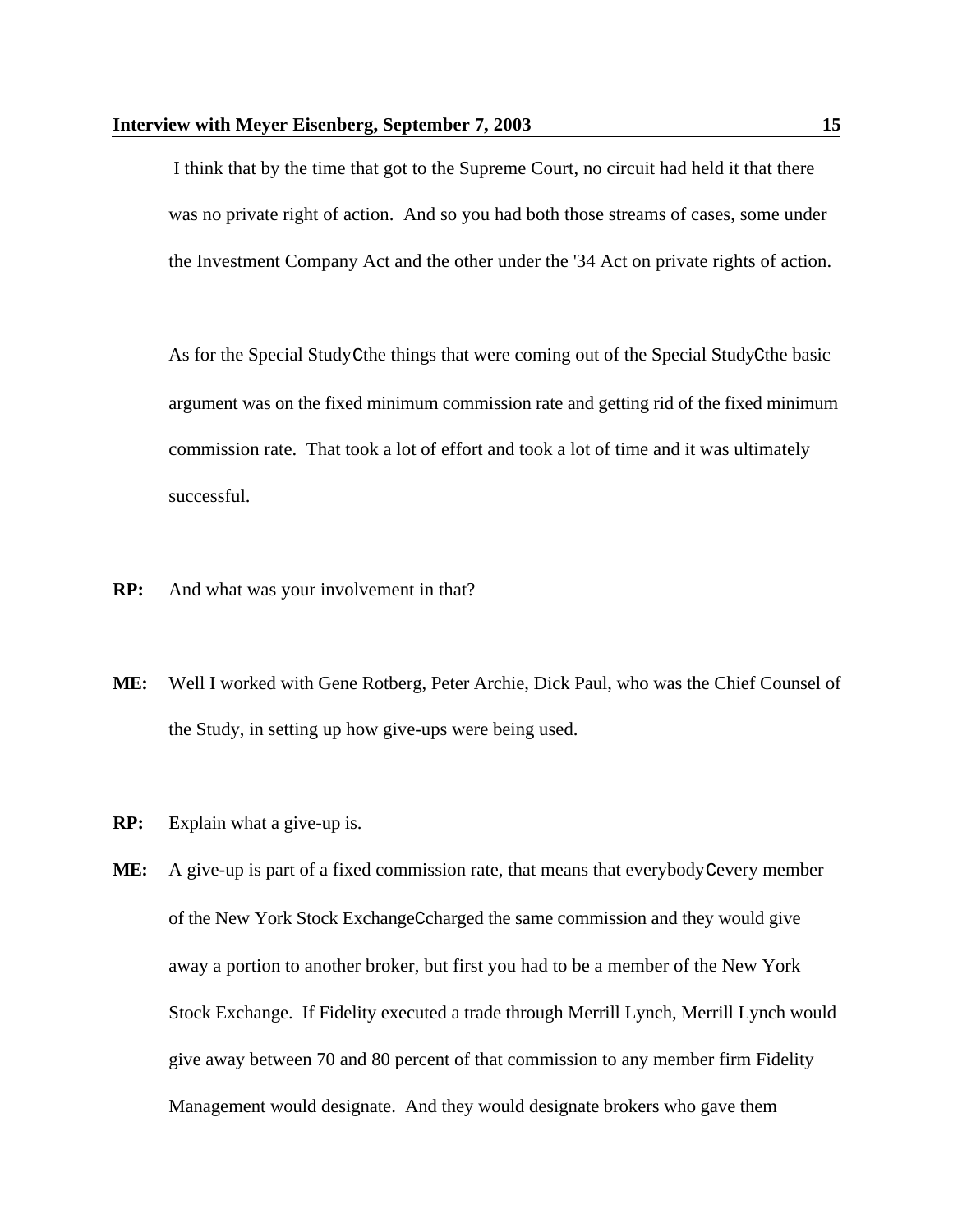I think that by the time that got to the Supreme Court, no circuit had held it that there was no private right of action. And so you had both those streams of cases, some under the Investment Company Act and the other under the '34 Act on private rights of action.

As for the Special StudyCthe things that were coming out of the Special StudyCthe basic argument was on the fixed minimum commission rate and getting rid of the fixed minimum commission rate. That took a lot of effort and took a lot of time and it was ultimately successful.

**RP:** And what was your involvement in that?

**ME:** Well I worked with Gene Rotberg, Peter Archie, Dick Paul, who was the Chief Counsel of the Study, in setting up how give-ups were being used.

**RP:** Explain what a give-up is.

**ME:** A give-up is part of a fixed commission rate, that means that everybodyCevery member of the New York Stock ExchangeCcharged the same commission and they would give away a portion to another broker, but first you had to be a member of the New York Stock Exchange. If Fidelity executed a trade through Merrill Lynch, Merrill Lynch would give away between 70 and 80 percent of that commission to any member firm Fidelity Management would designate. And they would designate brokers who gave them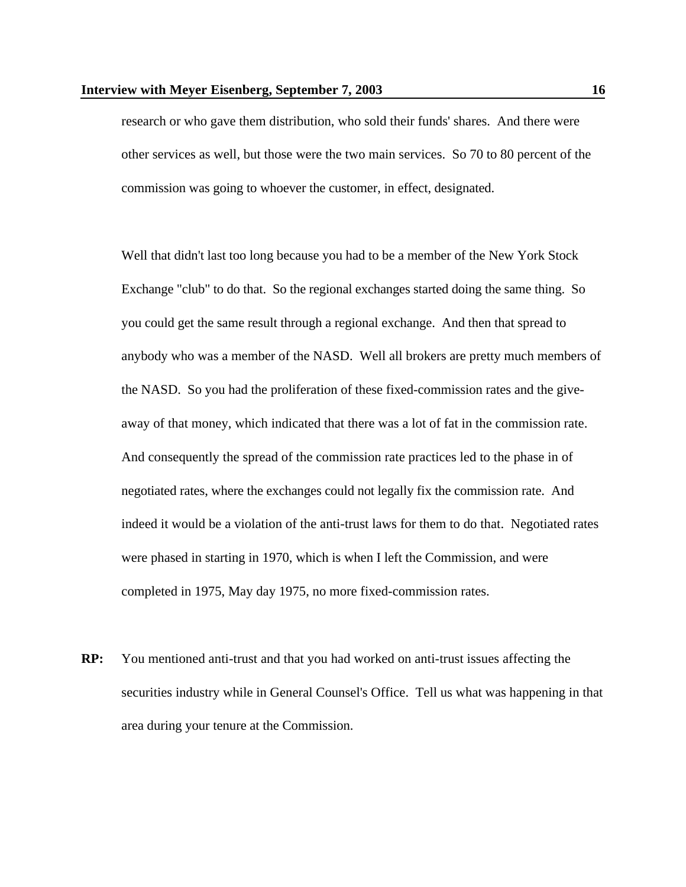research or who gave them distribution, who sold their funds' shares. And there were other services as well, but those were the two main services. So 70 to 80 percent of the commission was going to whoever the customer, in effect, designated.

Well that didn't last too long because you had to be a member of the New York Stock Exchange "club" to do that. So the regional exchanges started doing the same thing. So you could get the same result through a regional exchange. And then that spread to anybody who was a member of the NASD. Well all brokers are pretty much members of the NASD. So you had the proliferation of these fixed-commission rates and the give-away of that money, which indicated that there was a lot of fat in the commission rate. And consequently the spread of the commission rate practices led to the phase in of negotiated rates, where the exchanges could not legally fix the commission rate. And indeed it would be a violation of the anti-trust laws for them to do that. Negotiated rates were phased in starting in 1970, which is when I left the Commission, and were completed in 1975, May day 1975, no more fixed-commission rates.

**RP:** You mentioned anti-trust and that you had worked on anti-trust issues affecting the securities industry while in General Counsel's Office. Tell us what was happening in that area during your tenure at the Commission.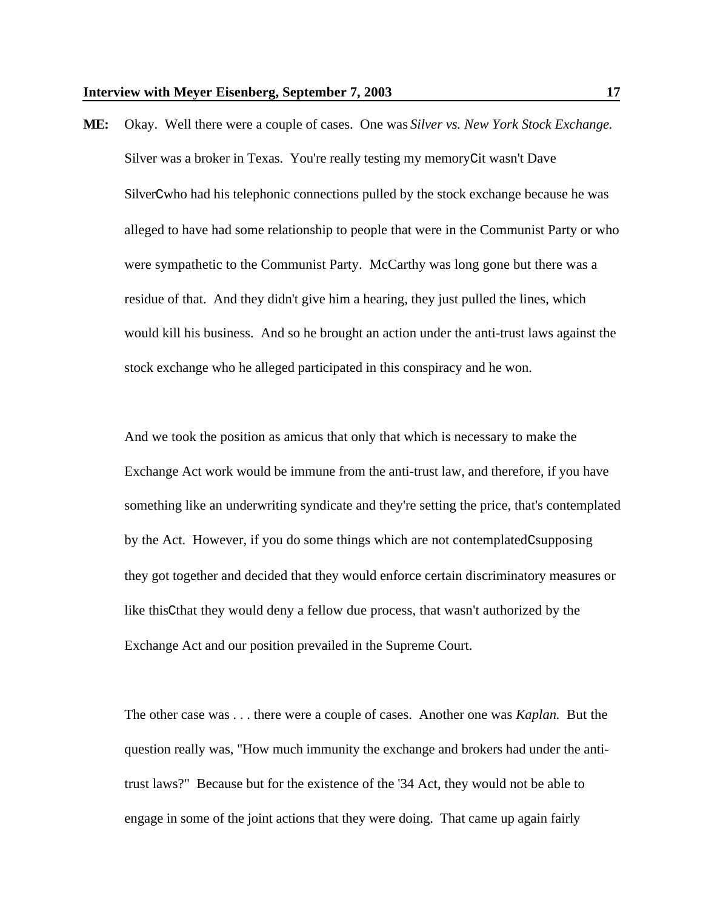**ME:** Okay. Well there were a couple of cases. One was *Silver vs. New York Stock Exchange.* Silver was a broker in Texas. You're really testing my memoryCit wasn't Dave SilverCwho had his telephonic connections pulled by the stock exchange because he was alleged to have had some relationship to people that were in the Communist Party or who were sympathetic to the Communist Party. McCarthy was long gone but there was a residue of that. And they didn't give him a hearing, they just pulled the lines, which would kill his business. And so he brought an action under the anti-trust laws against the stock exchange who he alleged participated in this conspiracy and he won.

And we took the position as amicus that only that which is necessary to make the Exchange Act work would be immune from the anti-trust law, and therefore, if you have something like an underwriting syndicate and they're setting the price, that's contemplated by the Act. However, if you do some things which are not contemplatedCsupposing they got together and decided that they would enforce certain discriminatory measures or like thisCthat they would deny a fellow due process, that wasn't authorized by the Exchange Act and our position prevailed in the Supreme Court.

The other case was . . . there were a couple of cases. Another one was *Kaplan.* But the question really was, "How much immunity the exchange and brokers had under the anti-trust laws?" Because but for the existence of the '34 Act, they would not be able to engage in some of the joint actions that they were doing. That came up again fairly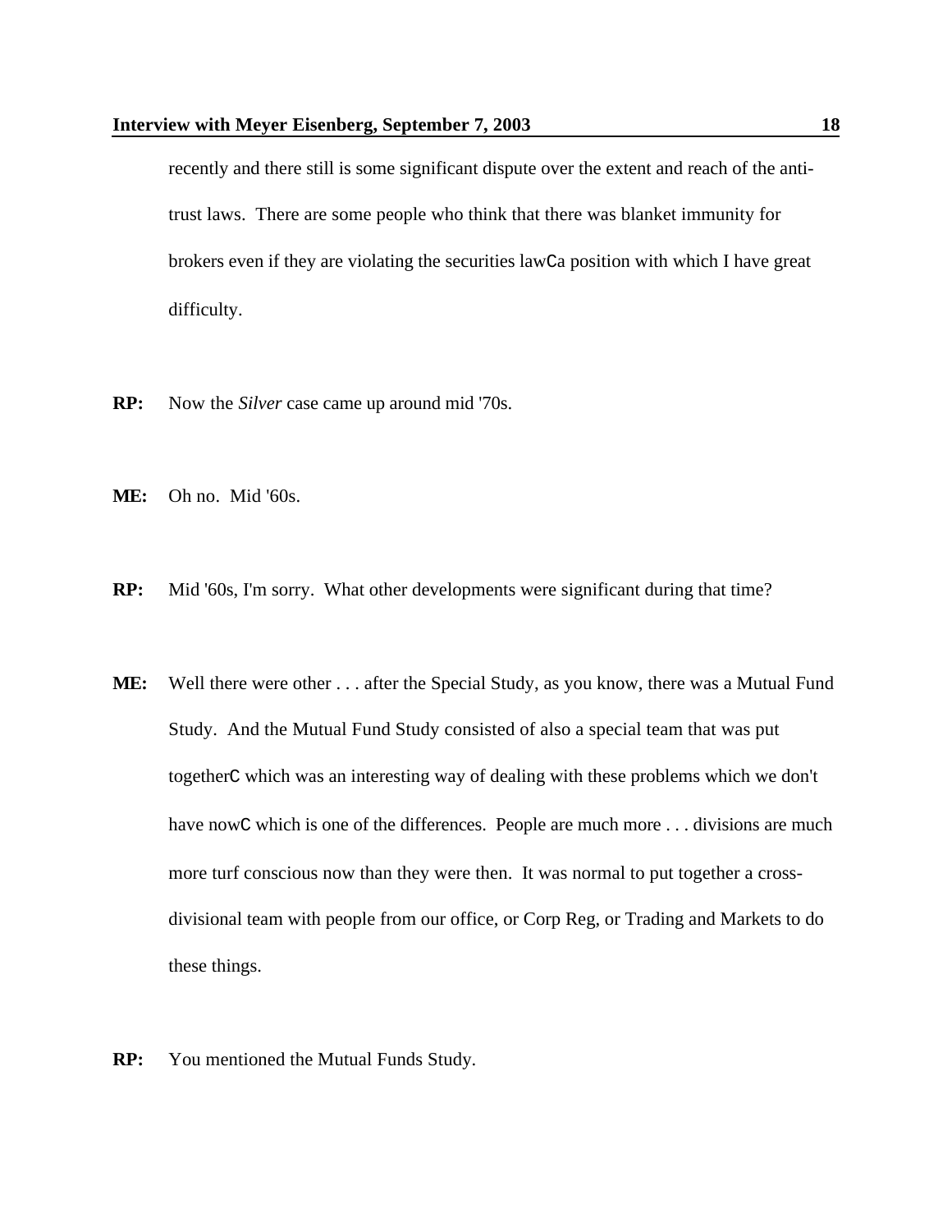recently and there still is some significant dispute over the extent and reach of the anti-trust laws. There are some people who think that there was blanket immunity for brokers even if they are violating the securities lawCa position with which I have great difficulty.

**RP:** Now the *Silver* case came up around mid '70s.

**ME:** Oh no. Mid '60s.

**RP:** Mid '60s, I'm sorry. What other developments were significant during that time?

**ME:** Well there were other . . . after the Special Study, as you know, there was a Mutual Fund Study. And the Mutual Fund Study consisted of also a special team that was put togetherC which was an interesting way of dealing with these problems which we don't have nowC which is one of the differences. People are much more . . . divisions are much more turf conscious now than they were then. It was normal to put together a cross-divisional team with people from our office, or Corp Reg, or Trading and Markets to do these things.

**RP:** You mentioned the Mutual Funds Study.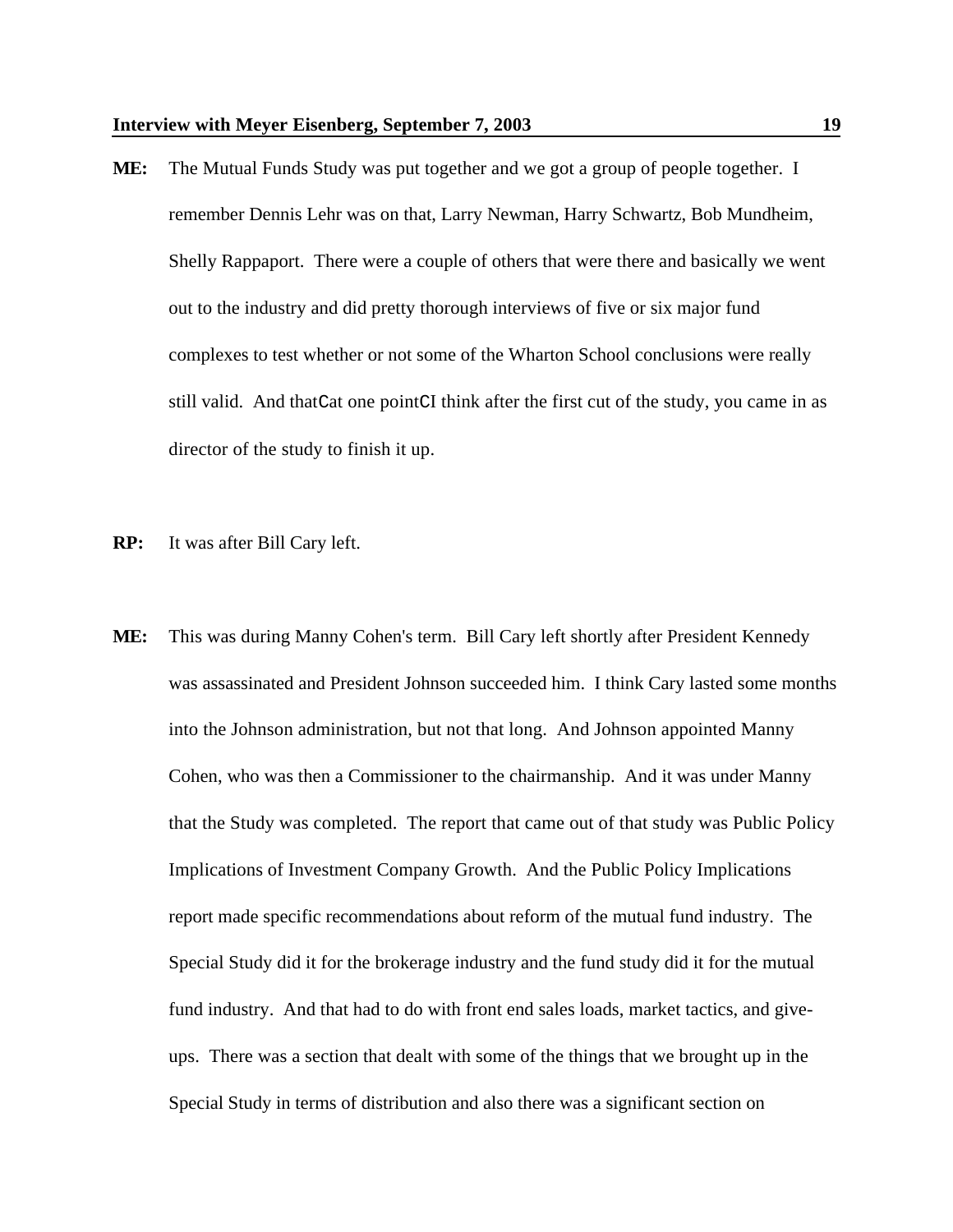**ME:** The Mutual Funds Study was put together and we got a group of people together. I remember Dennis Lehr was on that, Larry Newman, Harry Schwartz, Bob Mundheim, Shelly Rappaport. There were a couple of others that were there and basically we went out to the industry and did pretty thorough interviews of five or six major fund complexes to test whether or not some of the Wharton School conclusions were really still valid. And thatCat one pointCI think after the first cut of the study, you came in as director of the study to finish it up.

**RP:** It was after Bill Cary left.

**ME:** This was during Manny Cohen's term. Bill Cary left shortly after President Kennedy was assassinated and President Johnson succeeded him. I think Cary lasted some months into the Johnson administration, but not that long. And Johnson appointed Manny Cohen, who was then a Commissioner to the chairmanship. And it was under Manny that the Study was completed. The report that came out of that study was Public Policy Implications of Investment Company Growth. And the Public Policy Implications report made specific recommendations about reform of the mutual fund industry. The Special Study did it for the brokerage industry and the fund study did it for the mutual fund industry. And that had to do with front end sales loads, market tactics, and give-ups. There was a section that dealt with some of the things that we brought up in the Special Study in terms of distribution and also there was a significant section on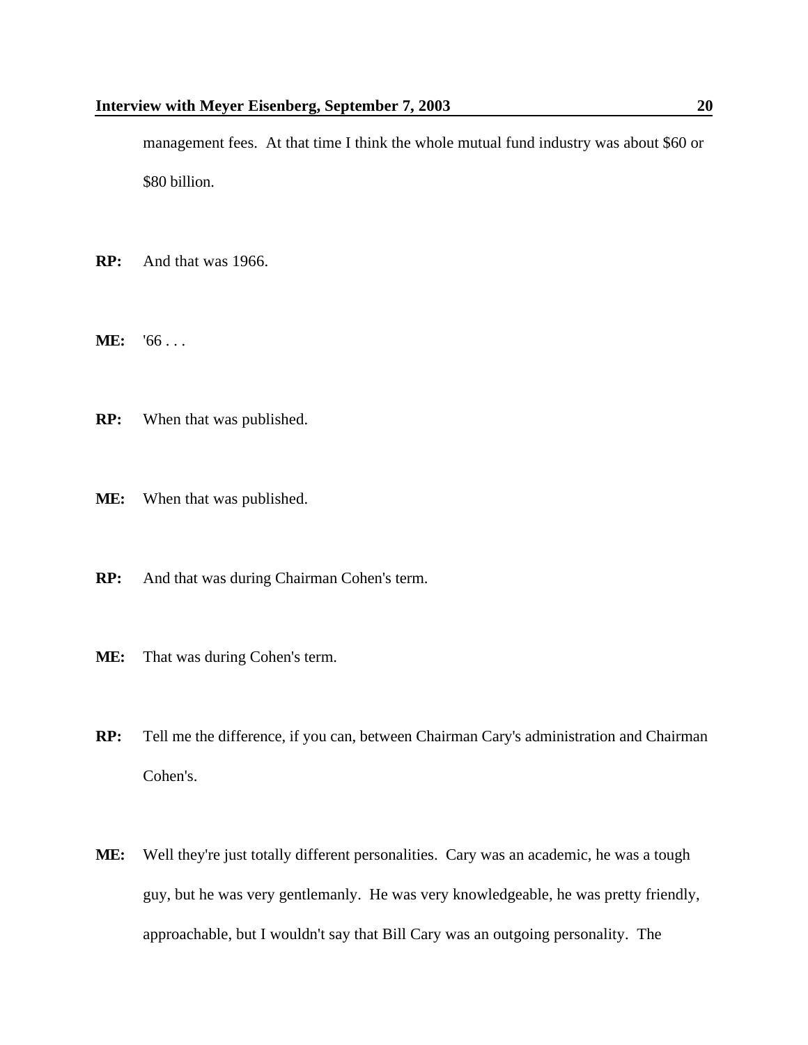management fees. At that time I think the whole mutual fund industry was about $60 or $80 billion.

**RP:** And that was 1966.

**ME:** '66 . . .

**RP:** When that was published.

**ME:** When that was published.

**RP:** And that was during Chairman Cohen's term.

**ME:** That was during Cohen's term.

**RP:** Tell me the difference, if you can, between Chairman Cary's administration and Chairman Cohen's.

**ME:** Well they're just totally different personalities. Cary was an academic, he was a tough guy, but he was very gentlemanly. He was very knowledgeable, he was pretty friendly, approachable, but I wouldn't say that Bill Cary was an outgoing personality. The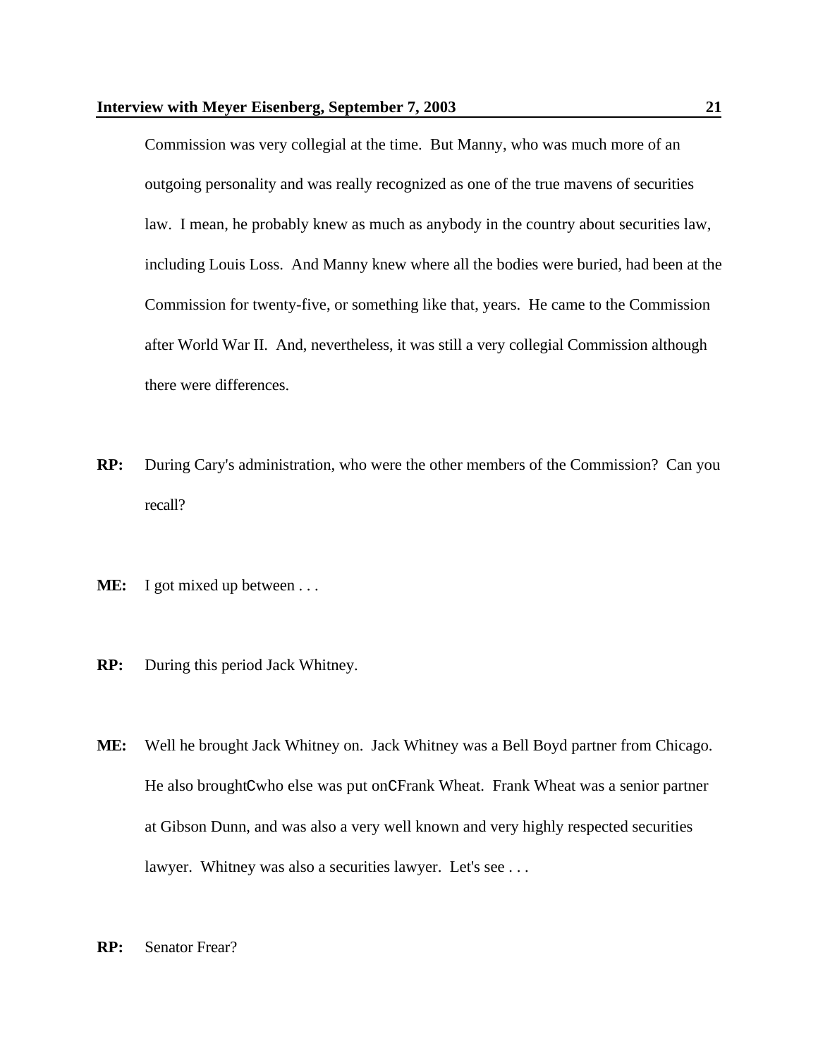Commission was very collegial at the time. But Manny, who was much more of an outgoing personality and was really recognized as one of the true mavens of securities law. I mean, he probably knew as much as anybody in the country about securities law, including Louis Loss. And Manny knew where all the bodies were buried, had been at the Commission for twenty-five, or something like that, years. He came to the Commission after World War II. And, nevertheless, it was still a very collegial Commission although there were differences.

**RP:** During Cary's administration, who were the other members of the Commission? Can you recall?

**ME:** I got mixed up between . . .

**RP:** During this period Jack Whitney.

**ME:** Well he brought Jack Whitney on. Jack Whitney was a Bell Boyd partner from Chicago. He also broughtCwho else was put onCFrank Wheat. Frank Wheat was a senior partner at Gibson Dunn, and was also a very well known and very highly respected securities lawyer. Whitney was also a securities lawyer. Let's see . . .

**RP:** Senator Frear?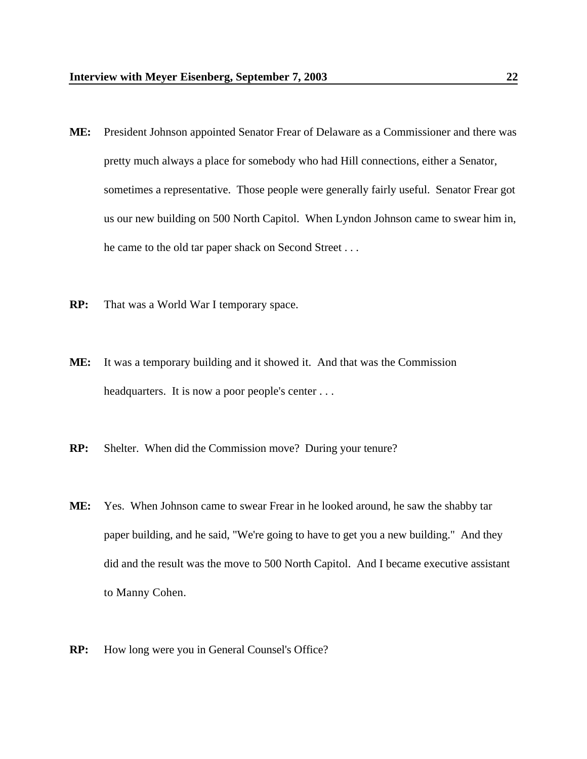**ME:** President Johnson appointed Senator Frear of Delaware as a Commissioner and there was pretty much always a place for somebody who had Hill connections, either a Senator, sometimes a representative. Those people were generally fairly useful. Senator Frear got us our new building on 500 North Capitol. When Lyndon Johnson came to swear him in, he came to the old tar paper shack on Second Street . . .

**RP:** That was a World War I temporary space.

**ME:** It was a temporary building and it showed it. And that was the Commission headquarters. It is now a poor people's center . . .

**RP:** Shelter. When did the Commission move? During your tenure?

**ME:** Yes. When Johnson came to swear Frear in he looked around, he saw the shabby tar paper building, and he said, "We're going to have to get you a new building." And they did and the result was the move to 500 North Capitol. And I became executive assistant to Manny Cohen.

**RP:** How long were you in General Counsel's Office?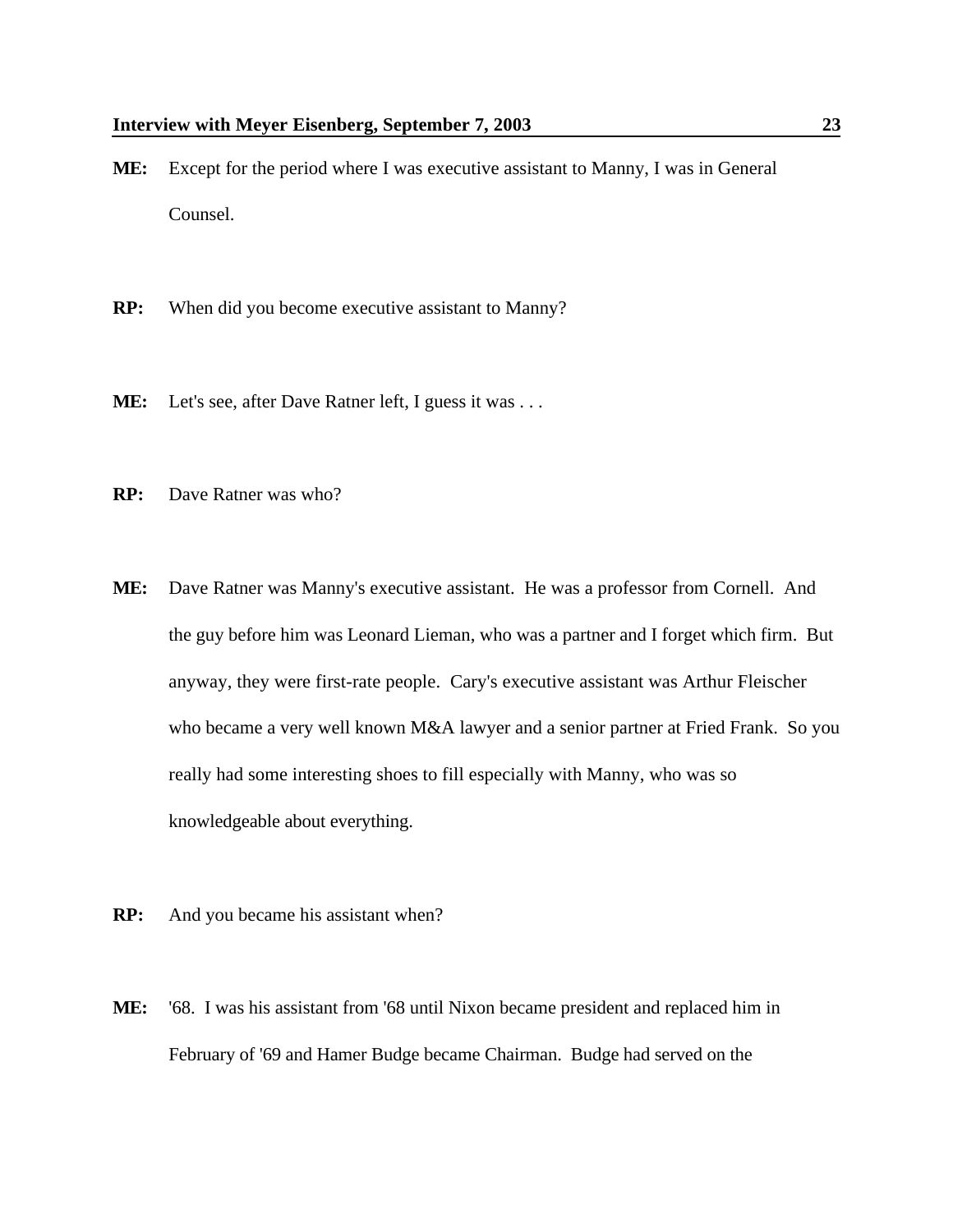**ME:** Except for the period where I was executive assistant to Manny, I was in General Counsel.

**RP:** When did you become executive assistant to Manny?

**ME:** Let's see, after Dave Ratner left, I guess it was . . .

**RP:** Dave Ratner was who?

**ME:** Dave Ratner was Manny's executive assistant. He was a professor from Cornell. And the guy before him was Leonard Lieman, who was a partner and I forget which firm. But anyway, they were first-rate people. Cary's executive assistant was Arthur Fleischer who became a very well known M&A lawyer and a senior partner at Fried Frank. So you really had some interesting shoes to fill especially with Manny, who was so knowledgeable about everything.

**RP:** And you became his assistant when?

**ME:** '68. I was his assistant from '68 until Nixon became president and replaced him in February of '69 and Hamer Budge became Chairman. Budge had served on the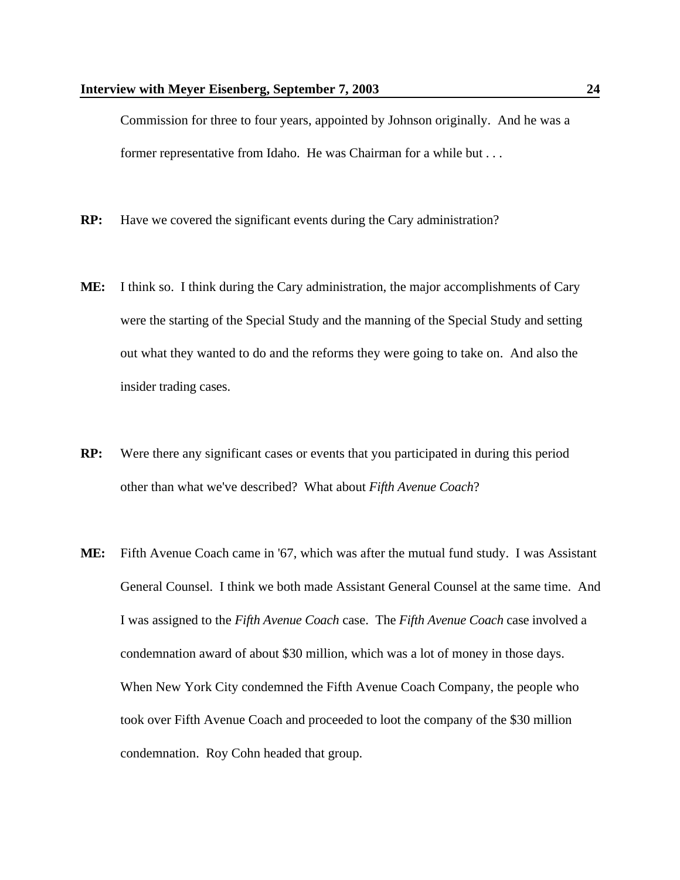Commission for three to four years, appointed by Johnson originally. And he was a former representative from Idaho. He was Chairman for a while but . . .

**RP:** Have we covered the significant events during the Cary administration?

**ME:** I think so. I think during the Cary administration, the major accomplishments of Cary were the starting of the Special Study and the manning of the Special Study and setting out what they wanted to do and the reforms they were going to take on. And also the insider trading cases.

**RP:** Were there any significant cases or events that you participated in during this period other than what we've described? What about *Fifth Avenue Coach*?

**ME:** Fifth Avenue Coach came in '67, which was after the mutual fund study. I was Assistant General Counsel. I think we both made Assistant General Counsel at the same time. And I was assigned to the *Fifth Avenue Coach* case. The *Fifth Avenue Coach* case involved a condemnation award of about $30 million, which was a lot of money in those days. When New York City condemned the Fifth Avenue Coach Company, the people who took over Fifth Avenue Coach and proceeded to loot the company of the $30 million condemnation. Roy Cohn headed that group.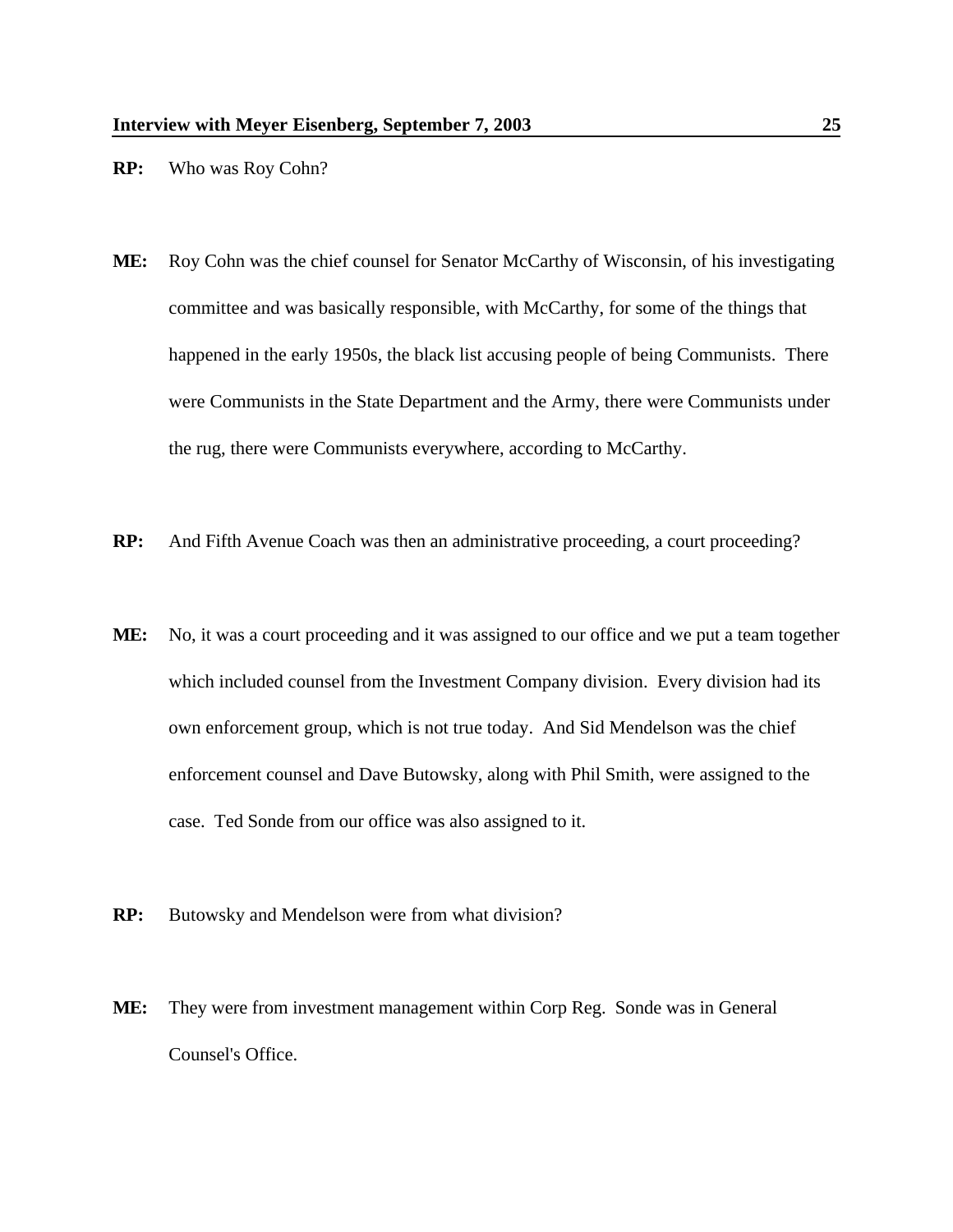**RP:** Who was Roy Cohn?

**ME:** Roy Cohn was the chief counsel for Senator McCarthy of Wisconsin, of his investigating committee and was basically responsible, with McCarthy, for some of the things that happened in the early 1950s, the black list accusing people of being Communists. There were Communists in the State Department and the Army, there were Communists under the rug, there were Communists everywhere, according to McCarthy.

**RP:** And Fifth Avenue Coach was then an administrative proceeding, a court proceeding?

**ME:** No, it was a court proceeding and it was assigned to our office and we put a team together which included counsel from the Investment Company division. Every division had its own enforcement group, which is not true today. And Sid Mendelson was the chief enforcement counsel and Dave Butowsky, along with Phil Smith, were assigned to the case. Ted Sonde from our office was also assigned to it.

**RP:** Butowsky and Mendelson were from what division?

**ME:** They were from investment management within Corp Reg. Sonde was in General Counsel's Office.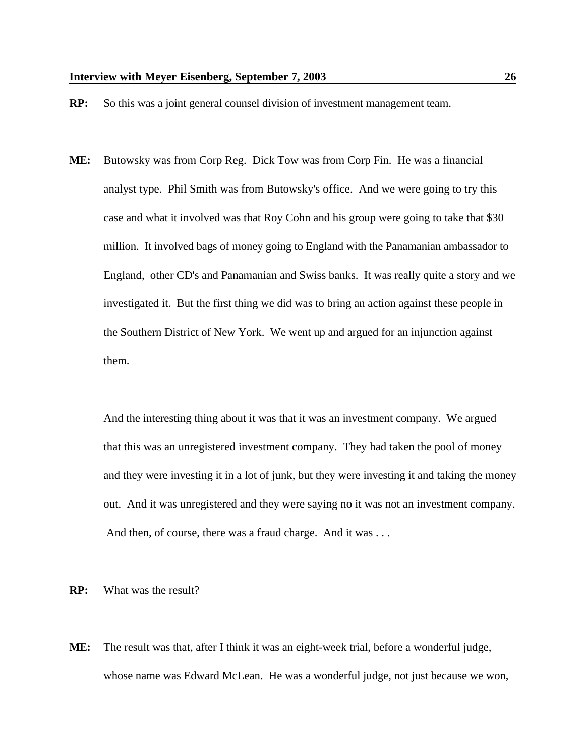**RP:** So this was a joint general counsel division of investment management team.

**ME:** Butowsky was from Corp Reg. Dick Tow was from Corp Fin. He was a financial analyst type. Phil Smith was from Butowsky's office. And we were going to try this case and what it involved was that Roy Cohn and his group were going to take that $30 million. It involved bags of money going to England with the Panamanian ambassador to England, other CD's and Panamanian and Swiss banks. It was really quite a story and we investigated it. But the first thing we did was to bring an action against these people in the Southern District of New York. We went up and argued for an injunction against them.

And the interesting thing about it was that it was an investment company. We argued that this was an unregistered investment company. They had taken the pool of money and they were investing it in a lot of junk, but they were investing it and taking the money out. And it was unregistered and they were saying no it was not an investment company. And then, of course, there was a fraud charge. And it was . . .

**RP:** What was the result?

**ME:** The result was that, after I think it was an eight-week trial, before a wonderful judge, whose name was Edward McLean. He was a wonderful judge, not just because we won,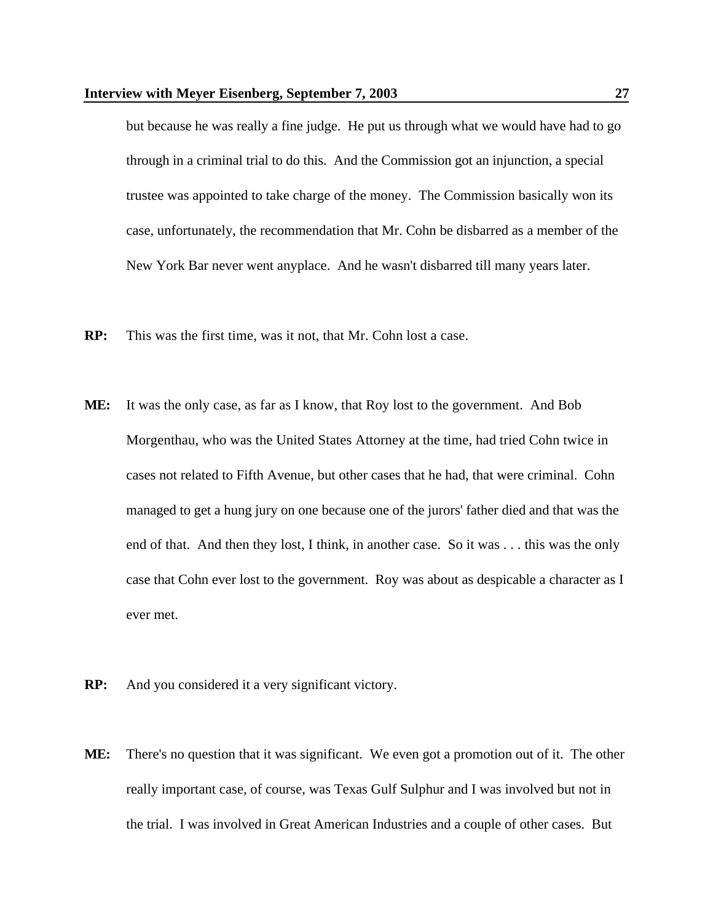but because he was really a fine judge. He put us through what we would have had to go through in a criminal trial to do this. And the Commission got an injunction, a special trustee was appointed to take charge of the money. The Commission basically won its case, unfortunately, the recommendation that Mr. Cohn be disbarred as a member of the New York Bar never went anyplace. And he wasn't disbarred till many years later.

**RP:** This was the first time, was it not, that Mr. Cohn lost a case.

**ME:** It was the only case, as far as I know, that Roy lost to the government. And Bob Morgenthau, who was the United States Attorney at the time, had tried Cohn twice in cases not related to Fifth Avenue, but other cases that he had, that were criminal. Cohn managed to get a hung jury on one because one of the jurors' father died and that was the end of that. And then they lost, I think, in another case. So it was . . . this was the only case that Cohn ever lost to the government. Roy was about as despicable a character as I ever met.

**RP:** And you considered it a very significant victory.

**ME:** There's no question that it was significant. We even got a promotion out of it. The other really important case, of course, was Texas Gulf Sulphur and I was involved but not in the trial. I was involved in Great American Industries and a couple of other cases. But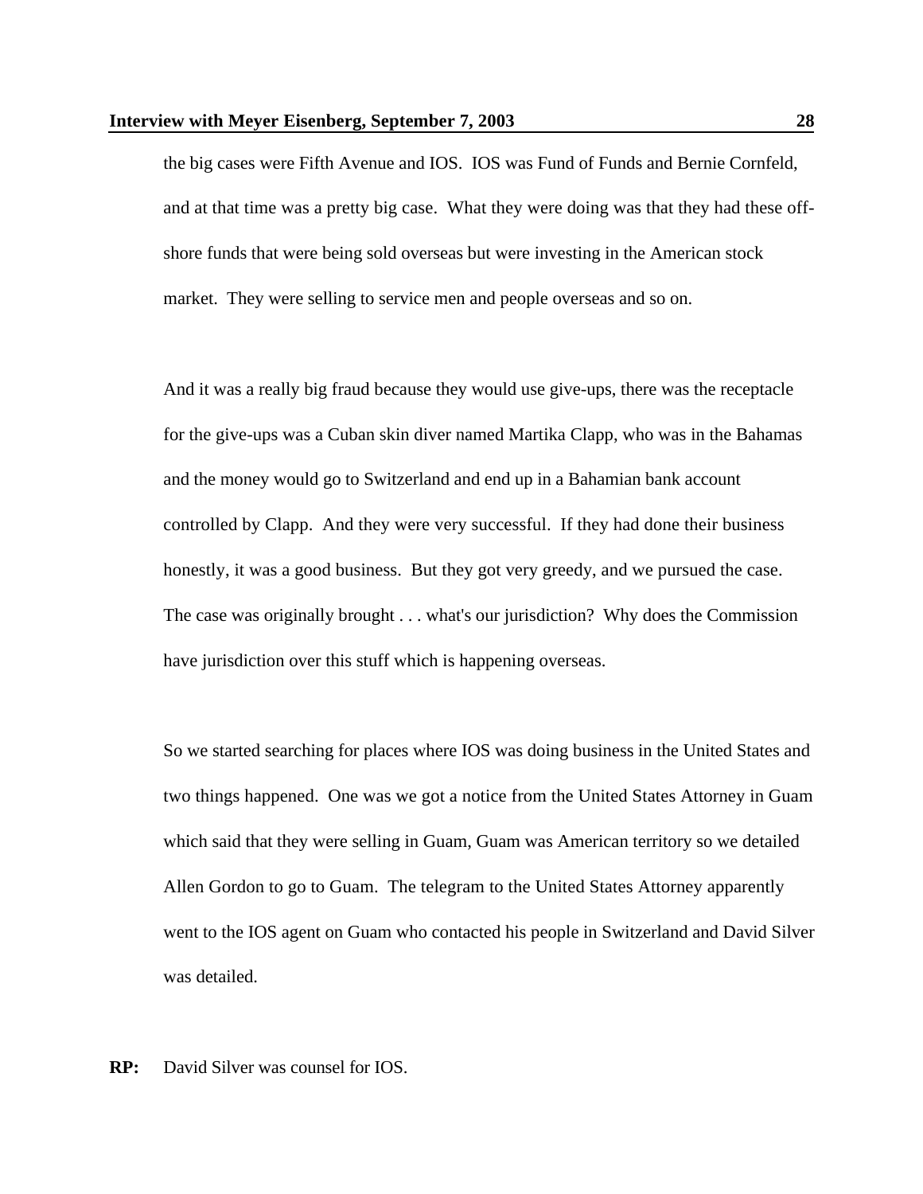the big cases were Fifth Avenue and IOS. IOS was Fund of Funds and Bernie Cornfeld, and at that time was a pretty big case. What they were doing was that they had these off-shore funds that were being sold overseas but were investing in the American stock market. They were selling to service men and people overseas and so on.

And it was a really big fraud because they would use give-ups, there was the receptacle for the give-ups was a Cuban skin diver named Martika Clapp, who was in the Bahamas and the money would go to Switzerland and end up in a Bahamian bank account controlled by Clapp. And they were very successful. If they had done their business honestly, it was a good business. But they got very greedy, and we pursued the case. The case was originally brought . . . what's our jurisdiction? Why does the Commission have jurisdiction over this stuff which is happening overseas.

So we started searching for places where IOS was doing business in the United States and two things happened. One was we got a notice from the United States Attorney in Guam which said that they were selling in Guam, Guam was American territory so we detailed Allen Gordon to go to Guam. The telegram to the United States Attorney apparently went to the IOS agent on Guam who contacted his people in Switzerland and David Silver was detailed.

**RP:** David Silver was counsel for IOS.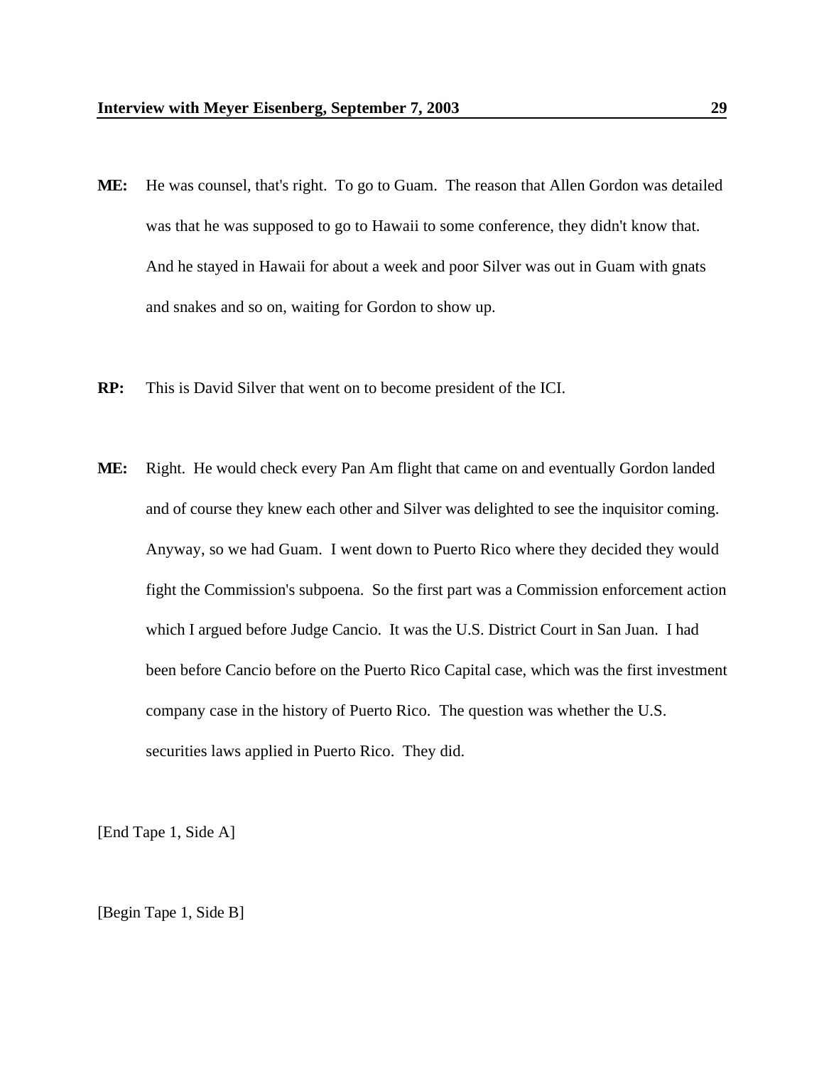**ME:** He was counsel, that's right. To go to Guam. The reason that Allen Gordon was detailed was that he was supposed to go to Hawaii to some conference, they didn't know that. And he stayed in Hawaii for about a week and poor Silver was out in Guam with gnats and snakes and so on, waiting for Gordon to show up.

**RP:** This is David Silver that went on to become president of the ICI.

**ME:** Right. He would check every Pan Am flight that came on and eventually Gordon landed and of course they knew each other and Silver was delighted to see the inquisitor coming. Anyway, so we had Guam. I went down to Puerto Rico where they decided they would fight the Commission's subpoena. So the first part was a Commission enforcement action which I argued before Judge Cancio. It was the U.S. District Court in San Juan. I had been before Cancio before on the Puerto Rico Capital case, which was the first investment company case in the history of Puerto Rico. The question was whether the U.S. securities laws applied in Puerto Rico. They did.

[End Tape 1, Side A]

[Begin Tape 1, Side B]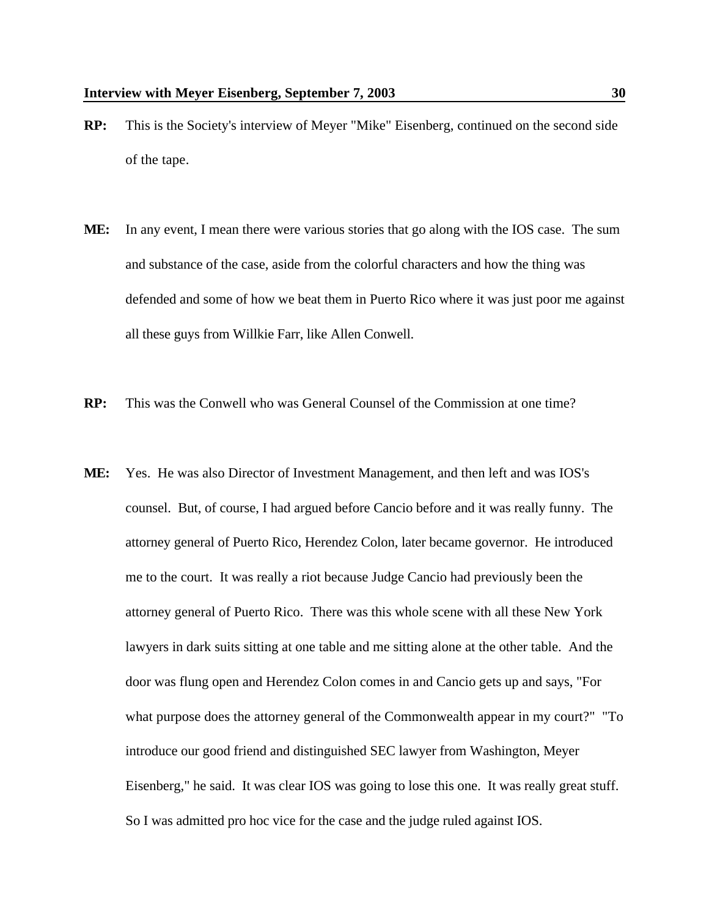**RP:** This is the Society's interview of Meyer "Mike" Eisenberg, continued on the second side of the tape.

**ME:** In any event, I mean there were various stories that go along with the IOS case. The sum and substance of the case, aside from the colorful characters and how the thing was defended and some of how we beat them in Puerto Rico where it was just poor me against all these guys from Willkie Farr, like Allen Conwell.

**RP:** This was the Conwell who was General Counsel of the Commission at one time?

**ME:** Yes. He was also Director of Investment Management, and then left and was IOS's counsel. But, of course, I had argued before Cancio before and it was really funny. The attorney general of Puerto Rico, Herendez Colon, later became governor. He introduced me to the court. It was really a riot because Judge Cancio had previously been the attorney general of Puerto Rico. There was this whole scene with all these New York lawyers in dark suits sitting at one table and me sitting alone at the other table. And the door was flung open and Herendez Colon comes in and Cancio gets up and says, "For what purpose does the attorney general of the Commonwealth appear in my court?" "To introduce our good friend and distinguished SEC lawyer from Washington, Meyer Eisenberg," he said. It was clear IOS was going to lose this one. It was really great stuff. So I was admitted pro hoc vice for the case and the judge ruled against IOS.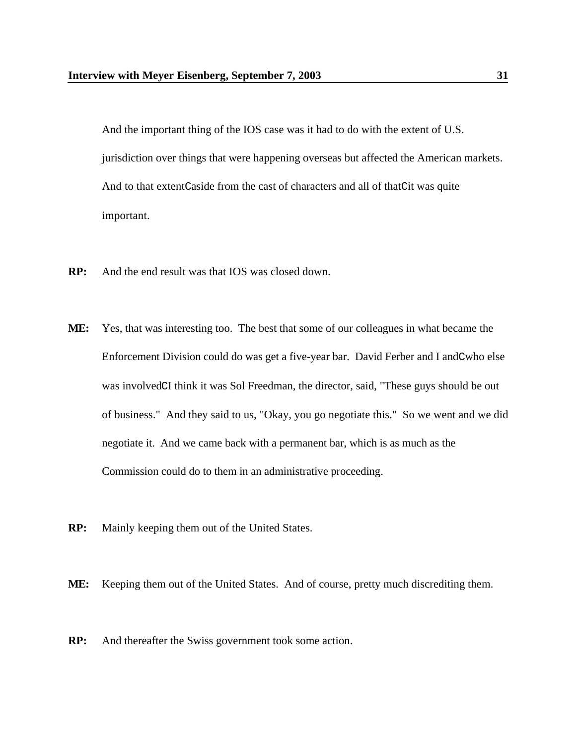And the important thing of the IOS case was it had to do with the extent of U.S. jurisdiction over things that were happening overseas but affected the American markets. And to that extentCaside from the cast of characters and all of thatCit was quite important.

**RP:** And the end result was that IOS was closed down.

**ME:** Yes, that was interesting too. The best that some of our colleagues in what became the Enforcement Division could do was get a five-year bar. David Ferber and I andCwho else was involvedCI think it was Sol Freedman, the director, said, "These guys should be out of business." And they said to us, "Okay, you go negotiate this." So we went and we did negotiate it. And we came back with a permanent bar, which is as much as the Commission could do to them in an administrative proceeding.

**RP:** Mainly keeping them out of the United States.

**ME:** Keeping them out of the United States. And of course, pretty much discrediting them.

**RP:** And thereafter the Swiss government took some action.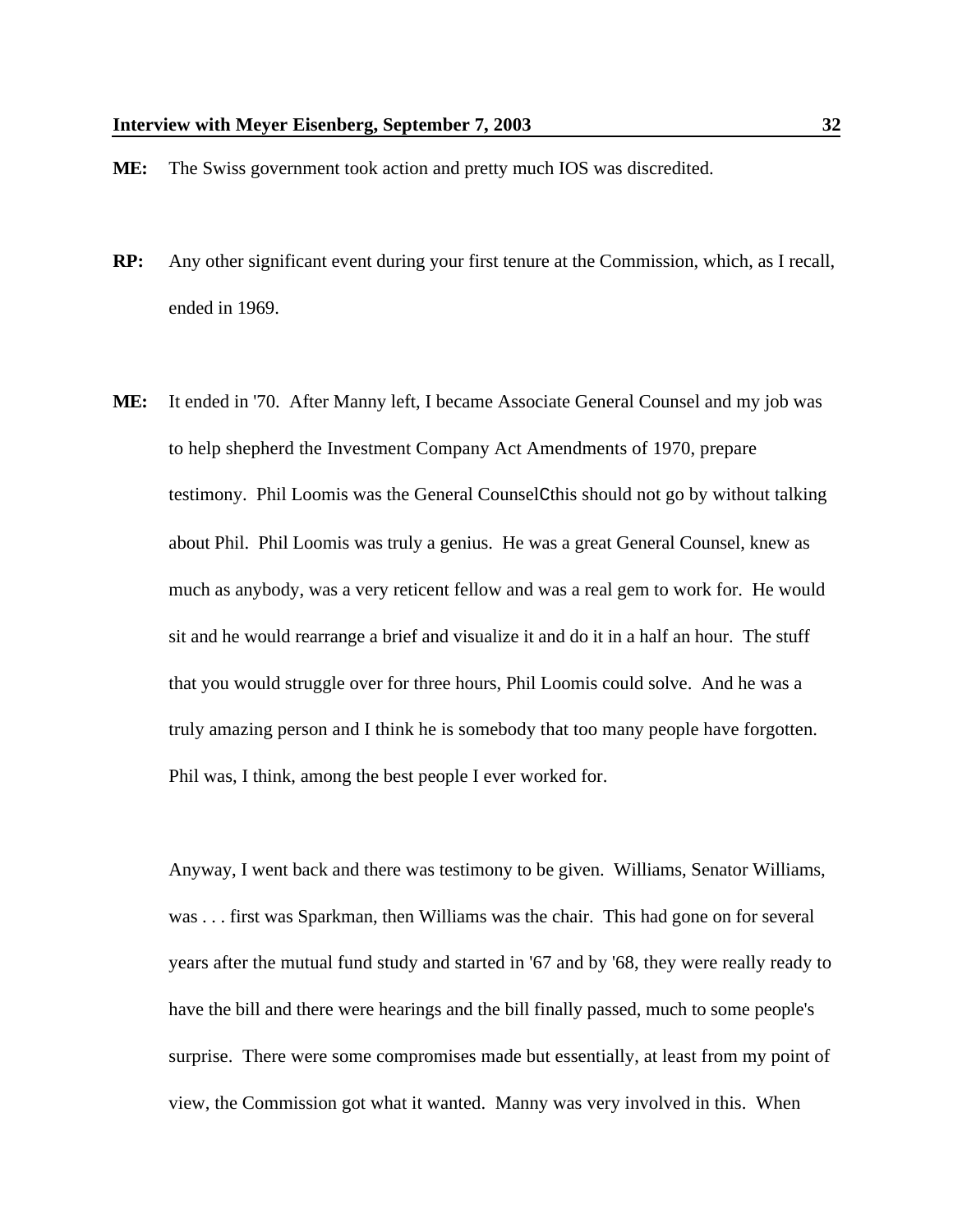**ME:** The Swiss government took action and pretty much IOS was discredited.

**RP:** Any other significant event during your first tenure at the Commission, which, as I recall, ended in 1969.

**ME:** It ended in '70. After Manny left, I became Associate General Counsel and my job was to help shepherd the Investment Company Act Amendments of 1970, prepare testimony. Phil Loomis was the General CounselCthis should not go by without talking about Phil. Phil Loomis was truly a genius. He was a great General Counsel, knew as much as anybody, was a very reticent fellow and was a real gem to work for. He would sit and he would rearrange a brief and visualize it and do it in a half an hour. The stuff that you would struggle over for three hours, Phil Loomis could solve. And he was a truly amazing person and I think he is somebody that too many people have forgotten. Phil was, I think, among the best people I ever worked for.

Anyway, I went back and there was testimony to be given. Williams, Senator Williams, was . . . first was Sparkman, then Williams was the chair. This had gone on for several years after the mutual fund study and started in '67 and by '68, they were really ready to have the bill and there were hearings and the bill finally passed, much to some people's surprise. There were some compromises made but essentially, at least from my point of view, the Commission got what it wanted. Manny was very involved in this. When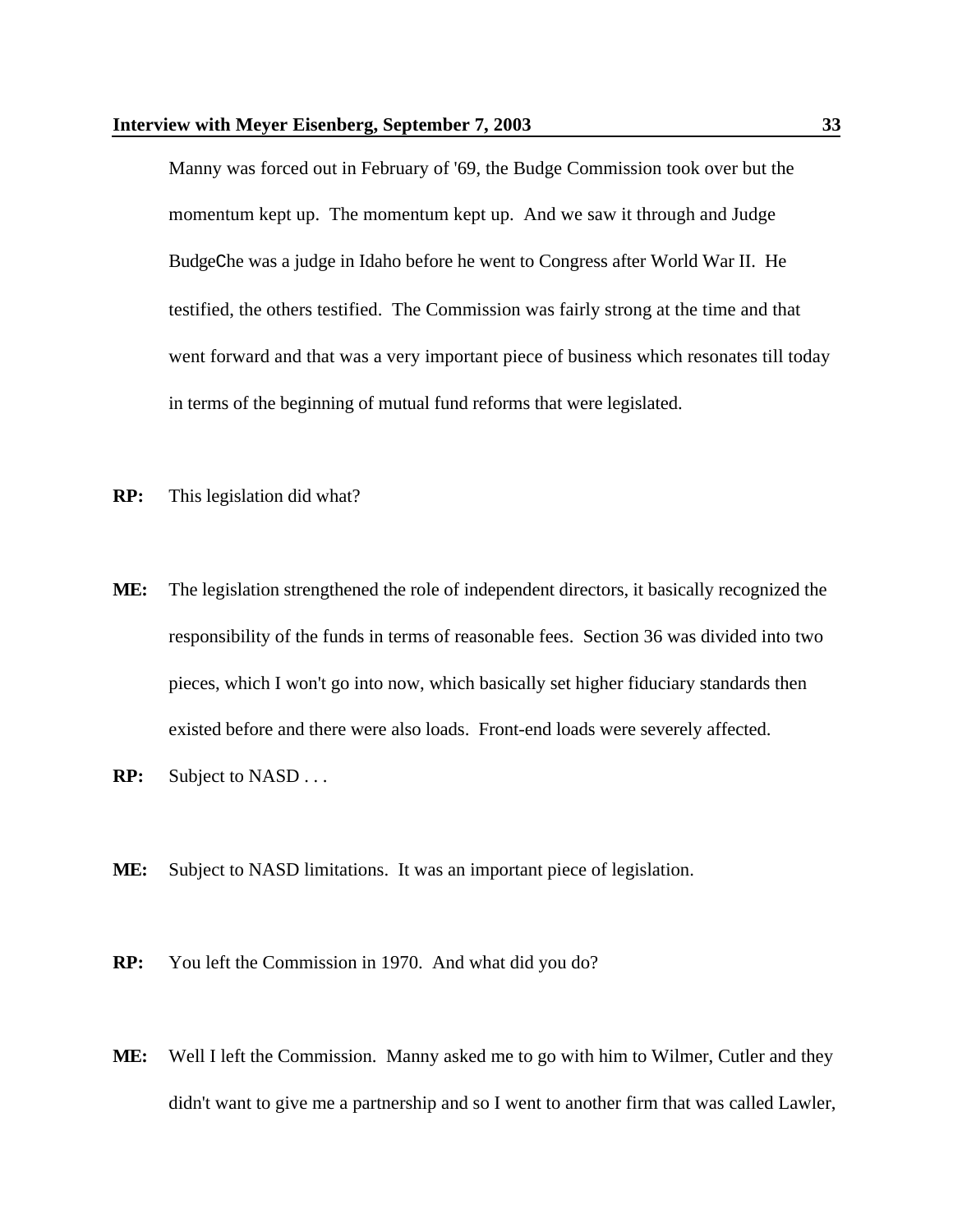Manny was forced out in February of '69, the Budge Commission took over but the momentum kept up. The momentum kept up. And we saw it through and Judge BudgeChe was a judge in Idaho before he went to Congress after World War II. He testified, the others testified. The Commission was fairly strong at the time and that went forward and that was a very important piece of business which resonates till today in terms of the beginning of mutual fund reforms that were legislated.

**RP:** This legislation did what?

**ME:** The legislation strengthened the role of independent directors, it basically recognized the responsibility of the funds in terms of reasonable fees. Section 36 was divided into two pieces, which I won't go into now, which basically set higher fiduciary standards then existed before and there were also loads. Front-end loads were severely affected.

**RP:** Subject to NASD . . .

**ME:** Subject to NASD limitations. It was an important piece of legislation.

**RP:** You left the Commission in 1970. And what did you do?

**ME:** Well I left the Commission. Manny asked me to go with him to Wilmer, Cutler and they didn't want to give me a partnership and so I went to another firm that was called Lawler,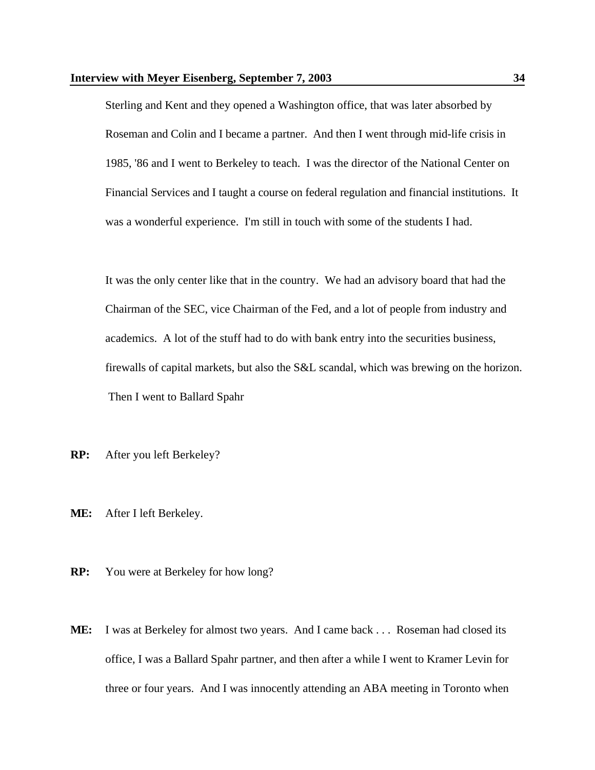Sterling and Kent and they opened a Washington office, that was later absorbed by Roseman and Colin and I became a partner. And then I went through mid-life crisis in 1985, '86 and I went to Berkeley to teach. I was the director of the National Center on Financial Services and I taught a course on federal regulation and financial institutions. It was a wonderful experience. I'm still in touch with some of the students I had.

It was the only center like that in the country. We had an advisory board that had the Chairman of the SEC, vice Chairman of the Fed, and a lot of people from industry and academics. A lot of the stuff had to do with bank entry into the securities business, firewalls of capital markets, but also the S&L scandal, which was brewing on the horizon. Then I went to Ballard Spahr

**RP:** After you left Berkeley?

**ME:** After I left Berkeley.

**RP:** You were at Berkeley for how long?

**ME:** I was at Berkeley for almost two years. And I came back . . . Roseman had closed its office, I was a Ballard Spahr partner, and then after a while I went to Kramer Levin for three or four years. And I was innocently attending an ABA meeting in Toronto when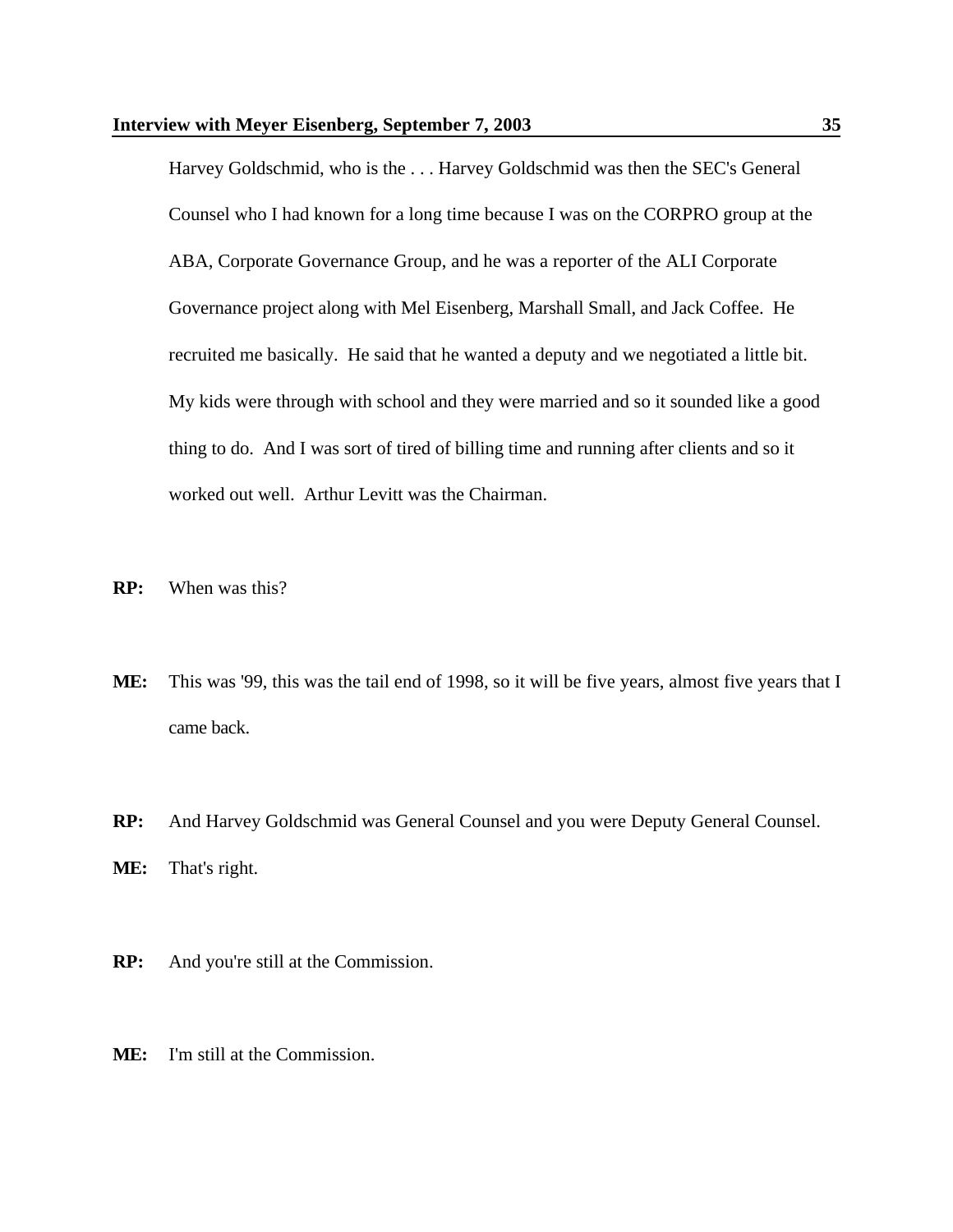Harvey Goldschmid, who is the . . . Harvey Goldschmid was then the SEC's General Counsel who I had known for a long time because I was on the CORPRO group at the ABA, Corporate Governance Group, and he was a reporter of the ALI Corporate Governance project along with Mel Eisenberg, Marshall Small, and Jack Coffee. He recruited me basically. He said that he wanted a deputy and we negotiated a little bit. My kids were through with school and they were married and so it sounded like a good thing to do. And I was sort of tired of billing time and running after clients and so it worked out well. Arthur Levitt was the Chairman.

**RP:** When was this?

**ME:** This was '99, this was the tail end of 1998, so it will be five years, almost five years that I came back.

**RP:** And Harvey Goldschmid was General Counsel and you were Deputy General Counsel.

**ME:** That's right.

**RP:** And you're still at the Commission.

**ME:** I'm still at the Commission.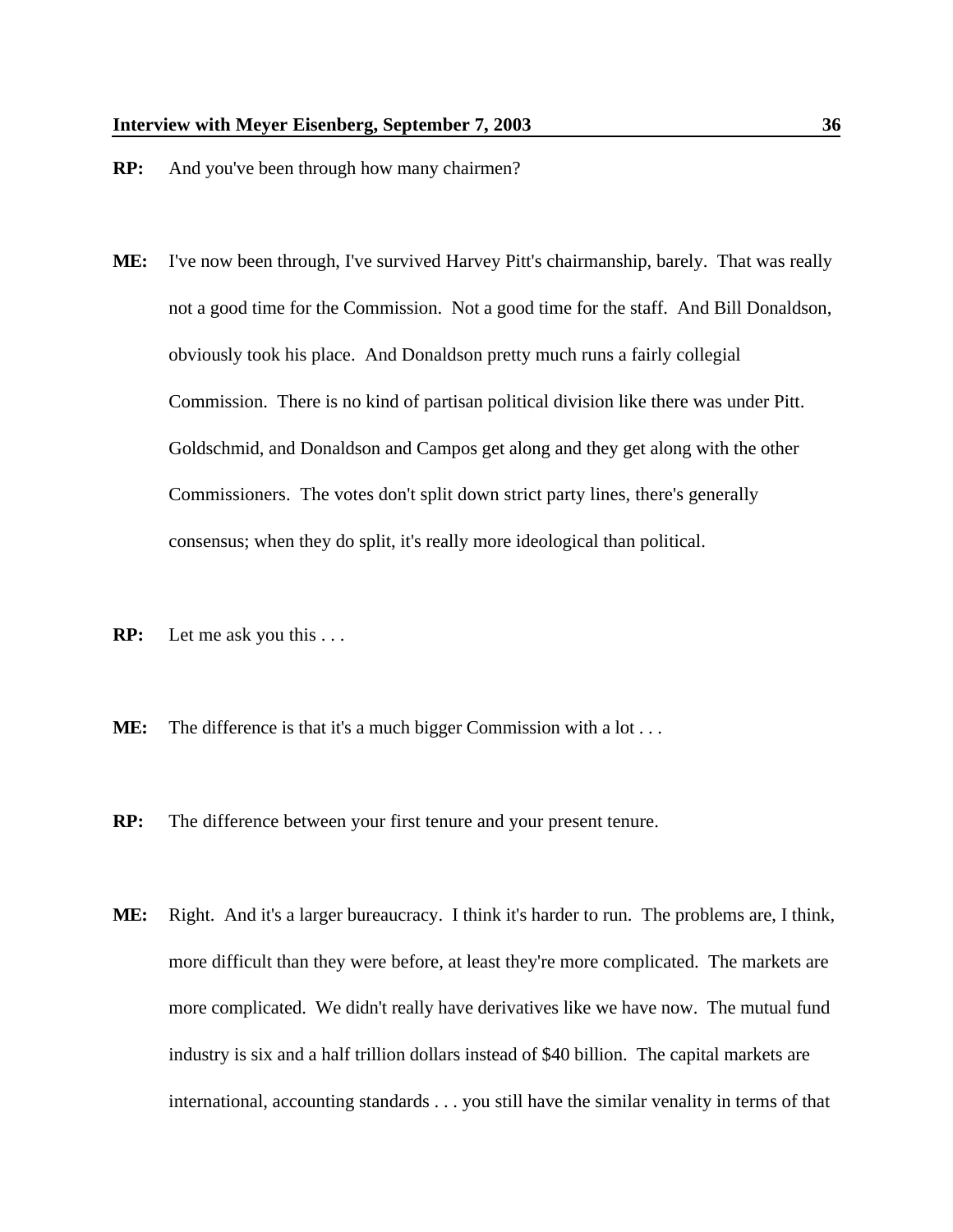**RP:** And you've been through how many chairmen?

**ME:** I've now been through, I've survived Harvey Pitt's chairmanship, barely. That was really not a good time for the Commission. Not a good time for the staff. And Bill Donaldson, obviously took his place. And Donaldson pretty much runs a fairly collegial Commission. There is no kind of partisan political division like there was under Pitt. Goldschmid, and Donaldson and Campos get along and they get along with the other Commissioners. The votes don't split down strict party lines, there's generally consensus; when they do split, it's really more ideological than political.

**RP:** Let me ask you this . . .

**ME:** The difference is that it's a much bigger Commission with a lot . . .

**RP:** The difference between your first tenure and your present tenure.

**ME:** Right. And it's a larger bureaucracy. I think it's harder to run. The problems are, I think, more difficult than they were before, at least they're more complicated. The markets are more complicated. We didn't really have derivatives like we have now. The mutual fund industry is six and a half trillion dollars instead of $40 billion. The capital markets are international, accounting standards . . . you still have the similar venality in terms of that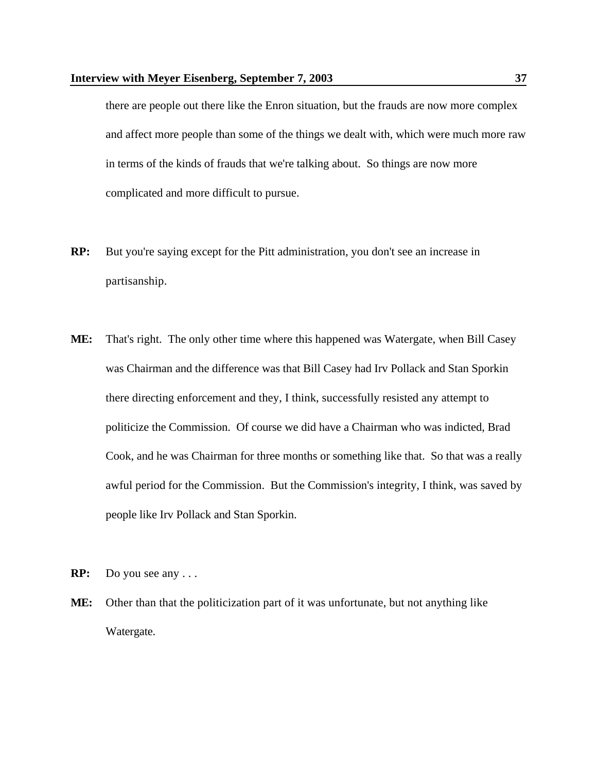there are people out there like the Enron situation, but the frauds are now more complex and affect more people than some of the things we dealt with, which were much more raw in terms of the kinds of frauds that we're talking about. So things are now more complicated and more difficult to pursue.

**RP:** But you're saying except for the Pitt administration, you don't see an increase in partisanship.

**ME:** That's right. The only other time where this happened was Watergate, when Bill Casey was Chairman and the difference was that Bill Casey had Irv Pollack and Stan Sporkin there directing enforcement and they, I think, successfully resisted any attempt to politicize the Commission. Of course we did have a Chairman who was indicted, Brad Cook, and he was Chairman for three months or something like that. So that was a really awful period for the Commission. But the Commission's integrity, I think, was saved by people like Irv Pollack and Stan Sporkin.

**RP:** Do you see any . . .

**ME:** Other than that the politicization part of it was unfortunate, but not anything like Watergate.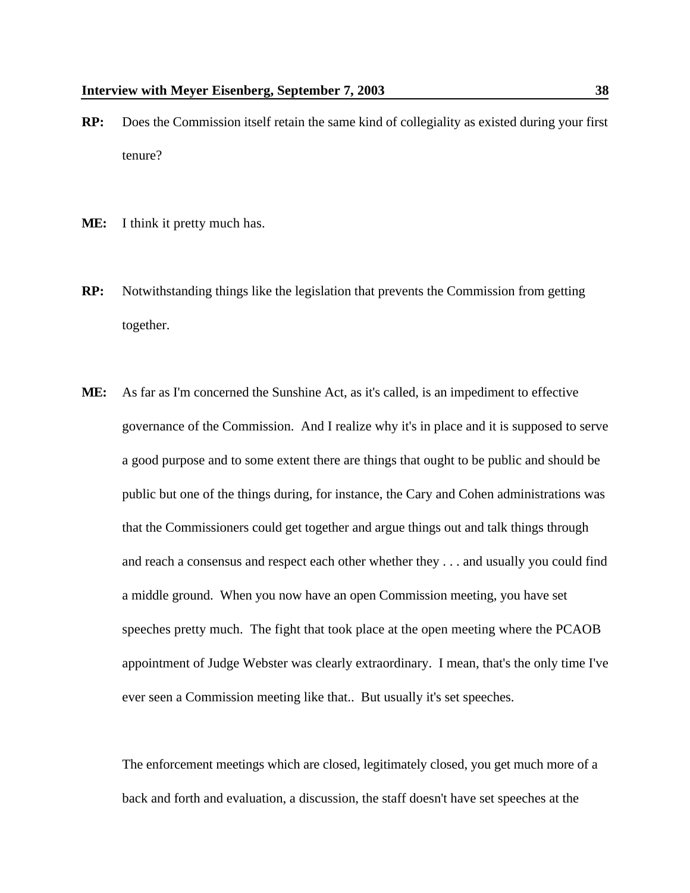**RP:** Does the Commission itself retain the same kind of collegiality as existed during your first tenure?

**ME:** I think it pretty much has.

**RP:** Notwithstanding things like the legislation that prevents the Commission from getting together.

**ME:** As far as I'm concerned the Sunshine Act, as it's called, is an impediment to effective governance of the Commission. And I realize why it's in place and it is supposed to serve a good purpose and to some extent there are things that ought to be public and should be public but one of the things during, for instance, the Cary and Cohen administrations was that the Commissioners could get together and argue things out and talk things through and reach a consensus and respect each other whether they . . . and usually you could find a middle ground. When you now have an open Commission meeting, you have set speeches pretty much. The fight that took place at the open meeting where the PCAOB appointment of Judge Webster was clearly extraordinary. I mean, that's the only time I've ever seen a Commission meeting like that.. But usually it's set speeches.

The enforcement meetings which are closed, legitimately closed, you get much more of a back and forth and evaluation, a discussion, the staff doesn't have set speeches at the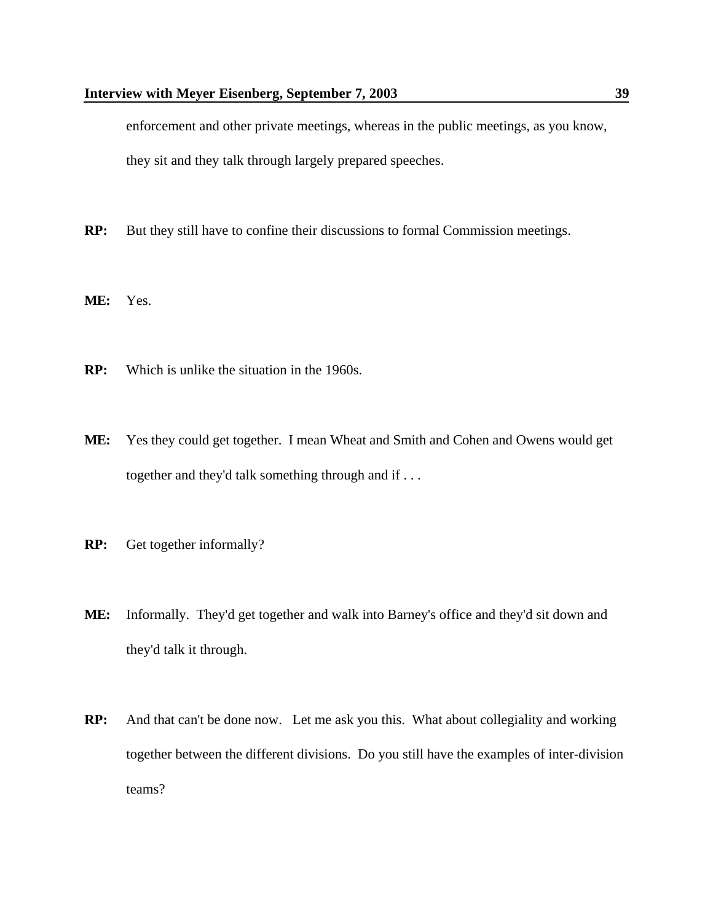enforcement and other private meetings, whereas in the public meetings, as you know, they sit and they talk through largely prepared speeches.

**RP:** But they still have to confine their discussions to formal Commission meetings.

**ME:** Yes.

**RP:** Which is unlike the situation in the 1960s.

**ME:** Yes they could get together. I mean Wheat and Smith and Cohen and Owens would get together and they'd talk something through and if . . .

**RP:** Get together informally?

**ME:** Informally. They'd get together and walk into Barney's office and they'd sit down and they'd talk it through.

**RP:** And that can't be done now. Let me ask you this. What about collegiality and working together between the different divisions. Do you still have the examples of inter-division teams?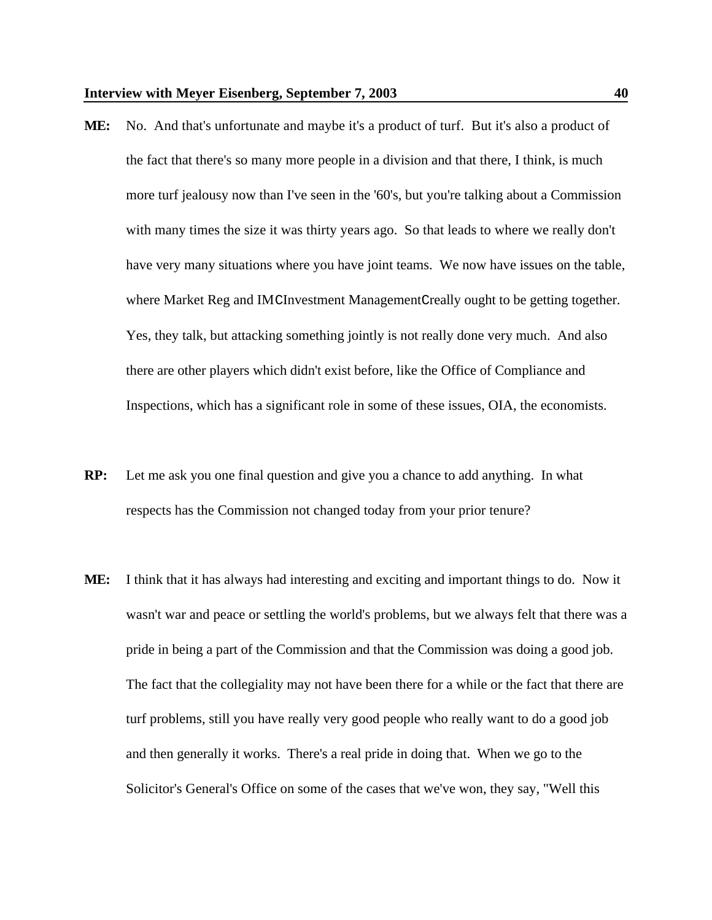**ME:** No. And that's unfortunate and maybe it's a product of turf. But it's also a product of the fact that there's so many more people in a division and that there, I think, is much more turf jealousy now than I've seen in the '60's, but you're talking about a Commission with many times the size it was thirty years ago. So that leads to where we really don't have very many situations where you have joint teams. We now have issues on the table, where Market Reg and IMCInvestment ManagementCreally ought to be getting together. Yes, they talk, but attacking something jointly is not really done very much. And also there are other players which didn't exist before, like the Office of Compliance and Inspections, which has a significant role in some of these issues, OIA, the economists.

**RP:** Let me ask you one final question and give you a chance to add anything. In what respects has the Commission not changed today from your prior tenure?

**ME:** I think that it has always had interesting and exciting and important things to do. Now it wasn't war and peace or settling the world's problems, but we always felt that there was a pride in being a part of the Commission and that the Commission was doing a good job. The fact that the collegiality may not have been there for a while or the fact that there are turf problems, still you have really very good people who really want to do a good job and then generally it works. There's a real pride in doing that. When we go to the Solicitor's General's Office on some of the cases that we've won, they say, "Well this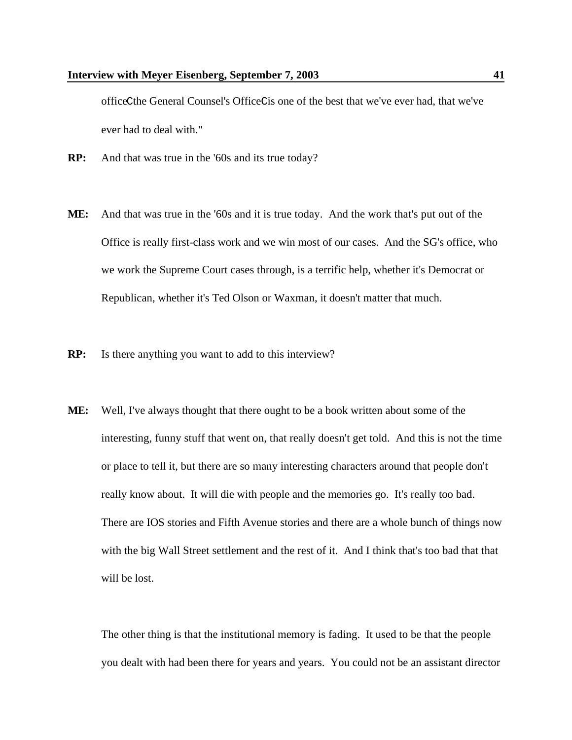office—the General Counsel's Office—is one of the best that we've ever had, that we've ever had to deal with."

**RP:** And that was true in the '60s and its true today?

**ME:** And that was true in the '60s and it is true today. And the work that's put out of the Office is really first-class work and we win most of our cases. And the SG's office, who we work the Supreme Court cases through, is a terrific help, whether it's Democrat or Republican, whether it's Ted Olson or Waxman, it doesn't matter that much.

**RP:** Is there anything you want to add to this interview?

**ME:** Well, I've always thought that there ought to be a book written about some of the interesting, funny stuff that went on, that really doesn't get told. And this is not the time or place to tell it, but there are so many interesting characters around that people don't really know about. It will die with people and the memories go. It's really too bad. There are IOS stories and Fifth Avenue stories and there are a whole bunch of things now with the big Wall Street settlement and the rest of it. And I think that's too bad that that will be lost.

The other thing is that the institutional memory is fading. It used to be that the people you dealt with had been there for years and years. You could not be an assistant director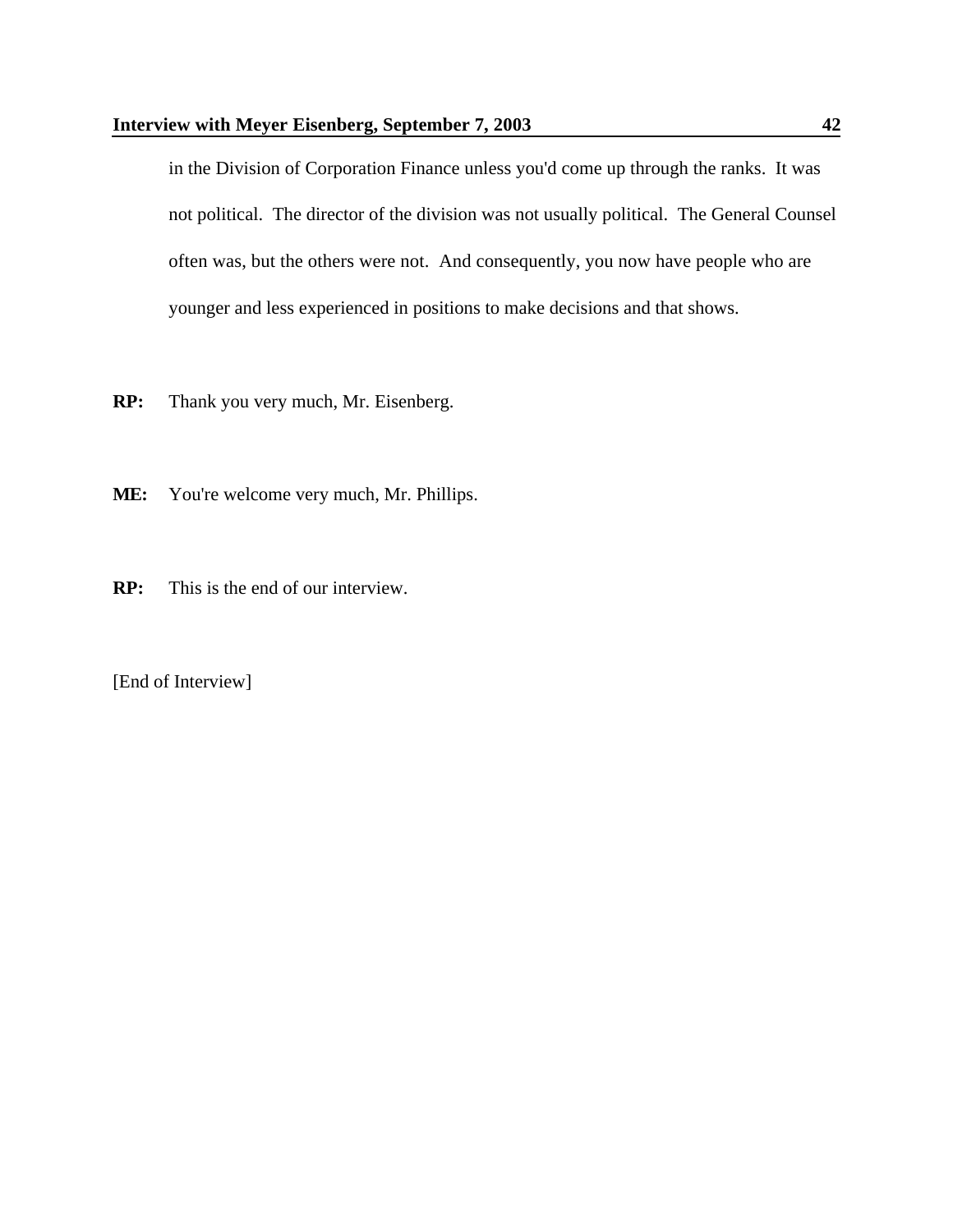in the Division of Corporation Finance unless you'd come up through the ranks. It was not political. The director of the division was not usually political. The General Counsel often was, but the others were not. And consequently, you now have people who are younger and less experienced in positions to make decisions and that shows.

**RP:** Thank you very much, Mr. Eisenberg.

**ME:** You're welcome very much, Mr. Phillips.

**RP:** This is the end of our interview.

[End of Interview]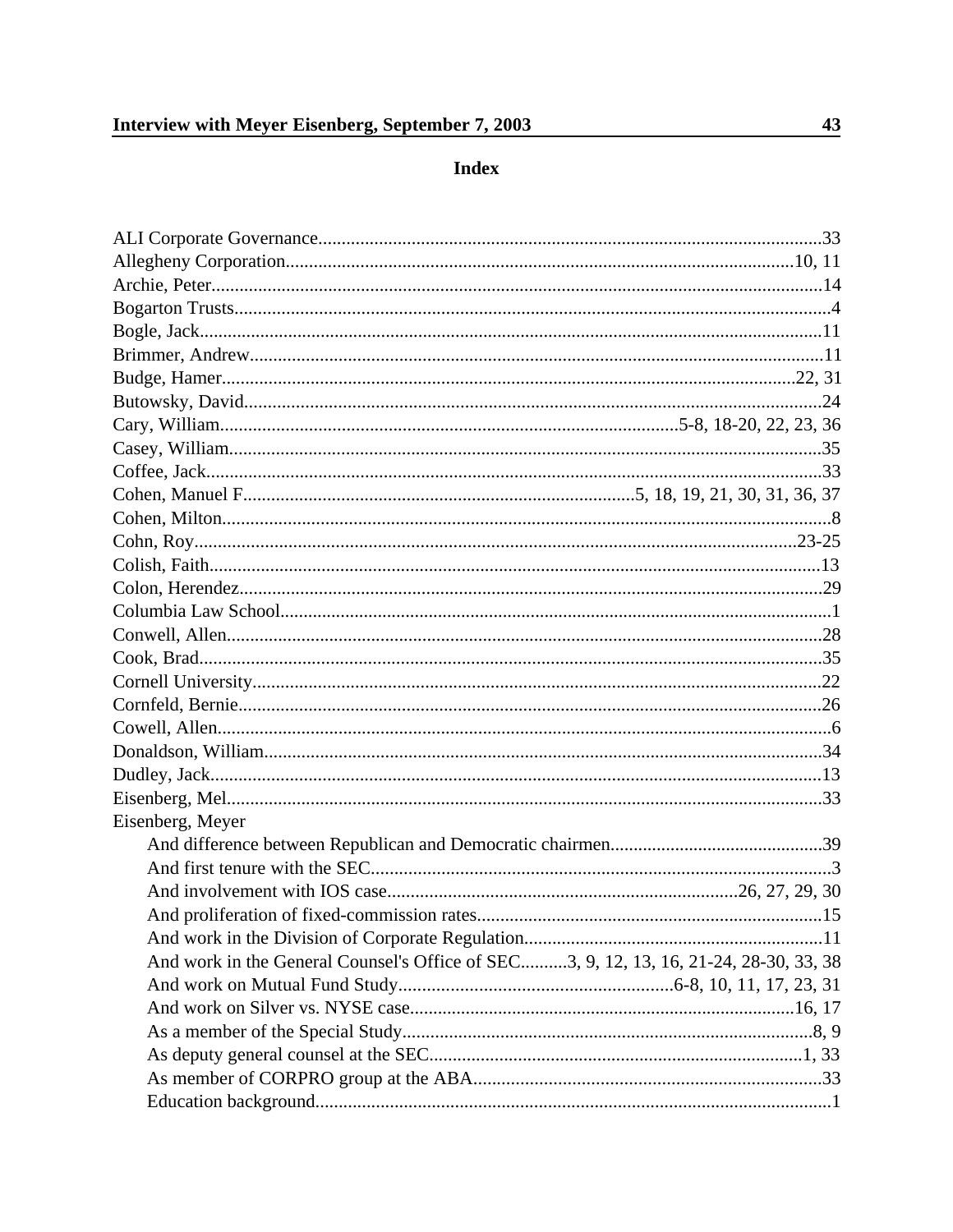# Index

ALI Corporate Governance..........33
Allegheny Corporation..........10, 11
Archie, Peter..........14
Bogarton Trusts..........4
Bogle, Jack..........11
Brimmer, Andrew..........11
Budge, Hamer..........22, 31
Butowsky, David..........24
Cary, William..........5-8, 18-20, 22, 23, 36
Casey, William..........35
Coffee, Jack..........33
Cohen, Manuel F..........5, 18, 19, 21, 30, 31, 36, 37
Cohen, Milton..........8
Cohn, Roy..........23-25
Colish, Faith..........13
Colon, Herendez..........29
Columbia Law School..........1
Conwell, Allen..........28
Cook, Brad..........35
Cornell University..........22
Cornfeld, Bernie..........26
Cowell, Allen..........6
Donaldson, William..........34
Dudley, Jack..........13
Eisenberg, Mel..........33
Eisenberg, Meyer
- And difference between Republican and Democratic chairmen..........39
- And first tenure with the SEC..........3
- And involvement with IOS case..........26, 27, 29, 30
- And proliferation of fixed-commission rates..........15
- And work in the Division of Corporate Regulation..........11
- And work in the General Counsel's Office of SEC..........3, 9, 12, 13, 16, 21-24, 28-30, 33, 38
- And work on Mutual Fund Study..........6-8, 10, 11, 17, 23, 31
- And work on Silver vs. NYSE case..........16, 17
- As a member of the Special Study..........8, 9
- As deputy general counsel at the SEC..........1, 33
- As member of CORPRO group at the ABA..........33
- Education background..........1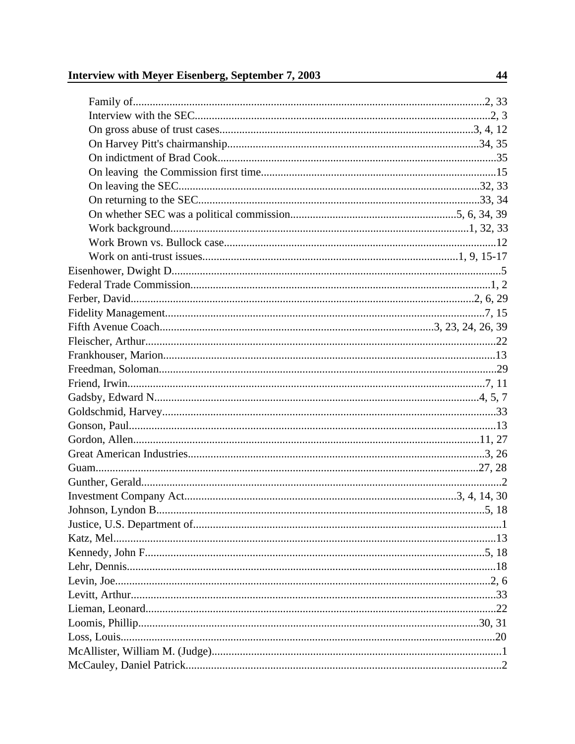- Family of.....2, 33
- Interview with the SEC.....2, 3
- On gross abuse of trust cases.....3, 4, 12
- On Harvey Pitt's chairmanship.....34, 35
- On indictment of Brad Cook.....35
- On leaving the Commission first time.....15
- On leaving the SEC.....32, 33
- On returning to the SEC.....33, 34
- On whether SEC was a political commission.....5, 6, 34, 39
- Work background.....1, 32, 33
- Work Brown vs. Bullock case.....12
- Work on anti-trust issues.....1, 9, 15-17

Eisenhower, Dwight D.....5
Federal Trade Commission.....1, 2
Ferber, David.....2, 6, 29
Fidelity Management.....7, 15
Fifth Avenue Coach.....3, 23, 24, 26, 39
Fleischer, Arthur.....22
Frankhouser, Marion.....13
Freedman, Soloman.....29
Friend, Irwin.....7, 11
Gadsby, Edward N.....4, 5, 7
Goldschmid, Harvey.....33
Gonson, Paul.....13
Gordon, Allen.....11, 27
Great American Industries.....3, 26
Guam.....27, 28
Gunther, Gerald.....2
Investment Company Act.....3, 4, 14, 30
Johnson, Lyndon B.....5, 18
Justice, U.S. Department of.....1
Katz, Mel.....13
Kennedy, John F.....5, 18
Lehr, Dennis.....18
Levin, Joe.....2, 6
Levitt, Arthur.....33
Lieman, Leonard.....22
Loomis, Phillip.....30, 31
Loss, Louis.....20
McAllister, William M. (Judge).....1
McCauley, Daniel Patrick.....2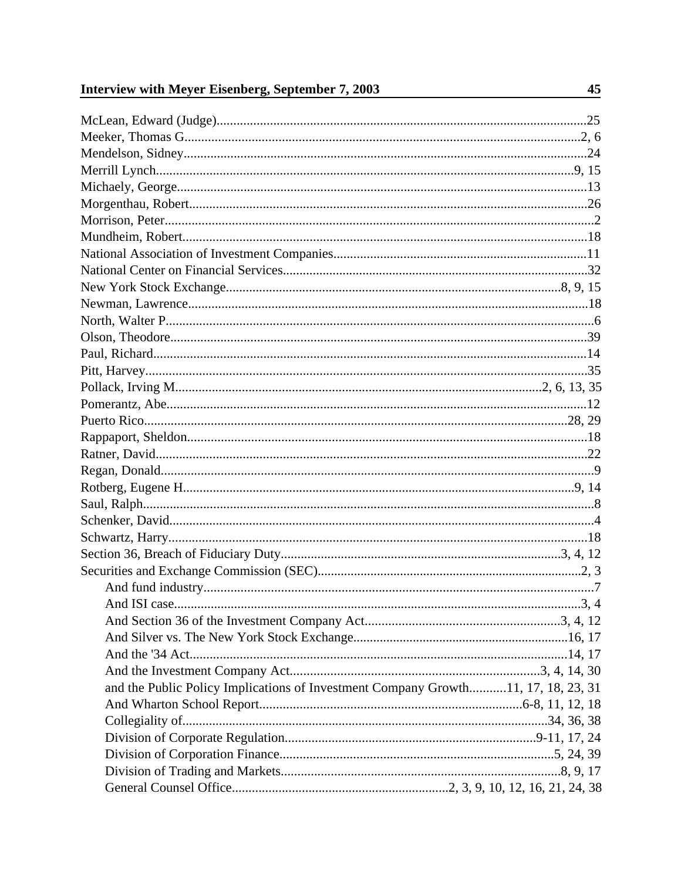McLean, Edward (Judge)....................................................................................................25
Meeker, Thomas G.........................................................................................................2, 6
Mendelson, Sidney..........................................................................................................24
Merrill Lynch..............................................................................................................9, 15
Michaely, George.............................................................................................................13
Morgenthau, Robert........................................................................................................26
Morrison, Peter..................................................................................................................2
Mundheim, Robert...........................................................................................................18
National Association of Investment Companies.............................................................11
National Center on Financial Services...........................................................................32
New York Stock Exchange..................................................................................8, 9, 15
Newman, Lawrence.........................................................................................................18
North, Walter P...................................................................................................................6
Olson, Theodore..............................................................................................................39
Paul, Richard...................................................................................................................14
Pitt, Harvey......................................................................................................................35
Pollack, Irving M..........................................................................................2, 6, 13, 35
Pomerantz, Abe...............................................................................................................12
Puerto Rico..............................................................................................................28, 29
Rappaport, Sheldon.........................................................................................................18
Ratner, David...................................................................................................................22
Regan, Donald...................................................................................................................9
Rotberg, Eugene H.....................................................................................................9, 14
Saul, Ralph........................................................................................................................8
Schenker, David.................................................................................................................4
Schwartz, Harry...............................................................................................................18
Section 36, Breach of Fiduciary Duty......................................................................3, 4, 12
Securities and Exchange Commission (SEC)..................................................................2, 3
- And fund industry..........................................................................................................7
- And ISI case.................................................................................................................3, 4
- And Section 36 of the Investment Company Act...............................................3, 4, 12
- And Silver vs. The New York Stock Exchange.....................................................16, 17
- And the '34 Act........................................................................................................14, 17
- And the Investment Company Act................................................................3, 4, 14, 30
- and the Public Policy Implications of Investment Company Growth...........11, 17, 18, 23, 31
- And Wharton School Report..............................................................................6-8, 11, 12, 18
- Collegiality of...................................................................................................34, 36, 38
- Division of Corporate Regulation...............................................................9-11, 17, 24
- Division of Corporation Finance...........................................................................5, 24, 39
- Division of Trading and Markets..............................................................................8, 9, 17
- General Counsel Office...............................................................2, 3, 9, 10, 12, 16, 21, 24, 38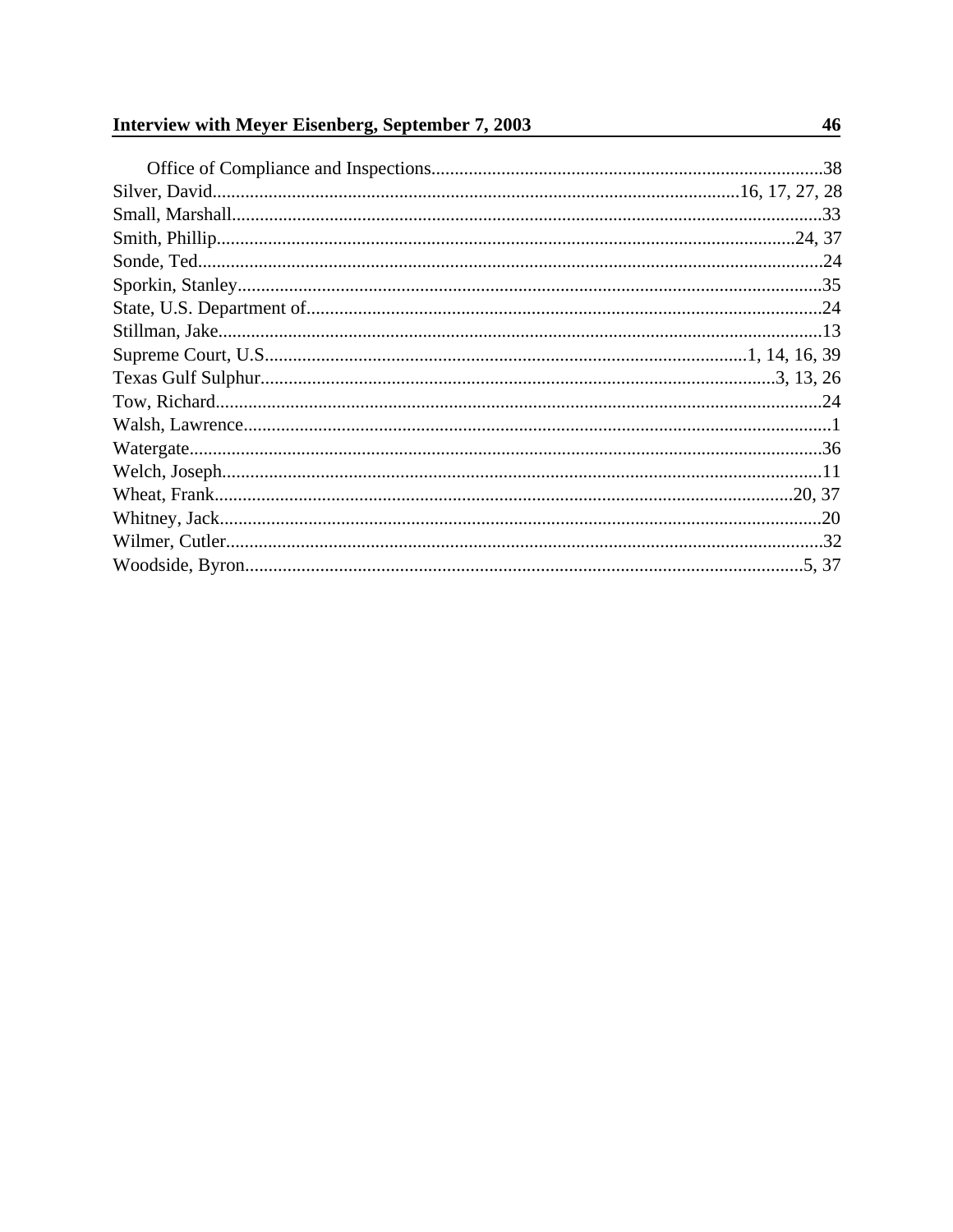Office of Compliance and Inspections....................................................................................38
Silver, David................................................................................................................16, 17, 27, 28
Small, Marshall.............................................................................................................................33
Smith, Phillip...........................................................................................................................24, 37
Sonde, Ted....................................................................................................................................24
Sporkin, Stanley............................................................................................................................35
State, U.S. Department of.............................................................................................................24
Stillman, Jake................................................................................................................................13
Supreme Court, U.S.......................................................................................................1, 14, 16, 39
Texas Gulf Sulphur..................................................................................................................3, 13, 26
Tow, Richard.................................................................................................................................24
Walsh, Lawrence.............................................................................................................................1
Watergate......................................................................................................................................36
Welch, Joseph................................................................................................................................11
Wheat, Frank..........................................................................................................................20, 37
Whitney, Jack................................................................................................................................20
Wilmer, Cutler...............................................................................................................................32
Woodside, Byron.......................................................................................................................5, 37